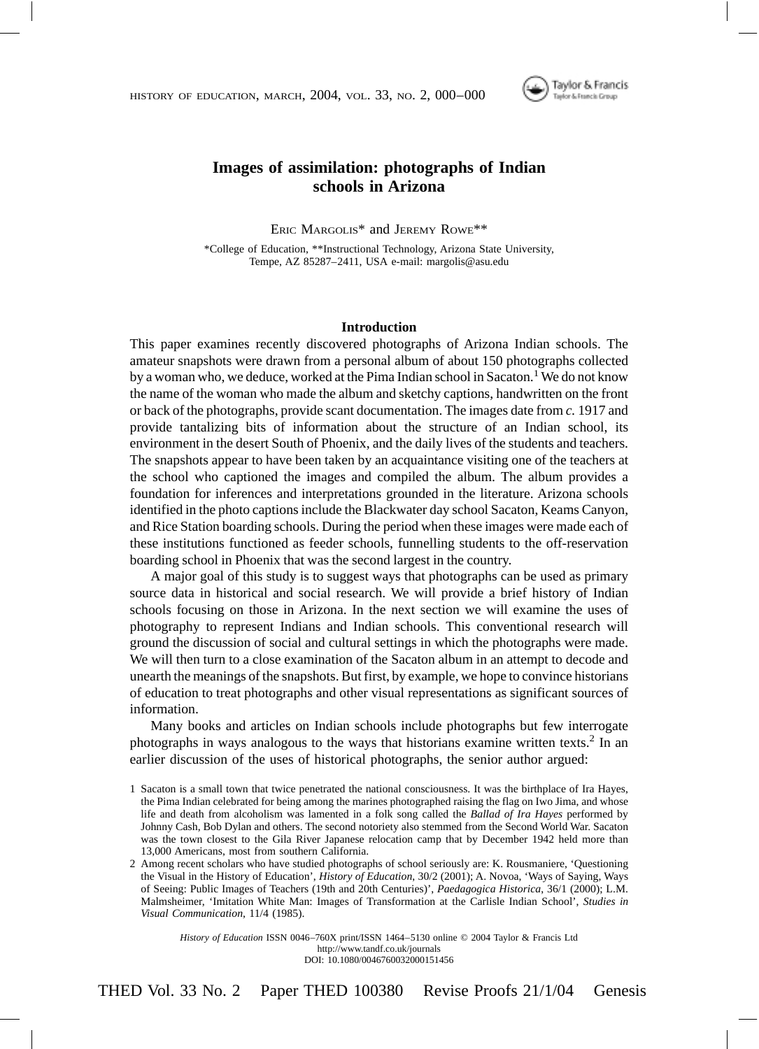# Images of assimilation: photographs of Indian schools in Arizona

Eric Margolis* and Jeremy Rowe**

*College of Education, **Instructional Technology, Arizona State University, Tempe, AZ 85287–2411, USA e-mail: margolis@asu.edu

## Introduction

This paper examines recently discovered photographs of Arizona Indian schools. The amateur snapshots were drawn from a personal album of about 150 photographs collected by a woman who, we deduce, worked at the Pima Indian school in Sacaton.[1] We do not know the name of the woman who made the album and sketchy captions, handwritten on the front or back of the photographs, provide scant documentation. The images date from *c.* 1917 and provide tantalizing bits of information about the structure of an Indian school, its environment in the desert South of Phoenix, and the daily lives of the students and teachers. The snapshots appear to have been taken by an acquaintance visiting one of the teachers at the school who captioned the images and compiled the album. The album provides a foundation for inferences and interpretations grounded in the literature. Arizona schools identified in the photo captions include the Blackwater day school Sacaton, Keams Canyon, and Rice Station boarding schools. During the period when these images were made each of these institutions functioned as feeder schools, funnelling students to the off-reservation boarding school in Phoenix that was the second largest in the country.

A major goal of this study is to suggest ways that photographs can be used as primary source data in historical and social research. We will provide a brief history of Indian schools focusing on those in Arizona. In the next section we will examine the uses of photography to represent Indians and Indian schools. This conventional research will ground the discussion of social and cultural settings in which the photographs were made. We will then turn to a close examination of the Sacaton album in an attempt to decode and unearth the meanings of the snapshots. But first, by example, we hope to convince historians of education to treat photographs and other visual representations as significant sources of information.

Many books and articles on Indian schools include photographs but few interrogate photographs in ways analogous to the ways that historians examine written texts.[2] In an earlier discussion of the uses of historical photographs, the senior author argued:

1 Sacaton is a small town that twice penetrated the national consciousness. It was the birthplace of Ira Hayes, the Pima Indian celebrated for being among the marines photographed raising the flag on Iwo Jima, and whose life and death from alcoholism was lamented in a folk song called the *Ballad of Ira Hayes* performed by Johnny Cash, Bob Dylan and others. The second notoriety also stemmed from the Second World War. Sacaton was the town closest to the Gila River Japanese relocation camp that by December 1942 held more than 13,000 Americans, most from southern California.

2 Among recent scholars who have studied photographs of school seriously are: K. Rousmaniere, 'Questioning the Visual in the History of Education', *History of Education*, 30/2 (2001); A. Novoa, 'Ways of Saying, Ways of Seeing: Public Images of Teachers (19th and 20th Centuries)', *Paedagogica Historica*, 36/1 (2000); L.M. Malmsheimer, 'Imitation White Man: Images of Transformation at the Carlisle Indian School', *Studies in Visual Communication*, 11/4 (1985).

*History of Education* ISSN 0046–760X print/ISSN 1464–5130 online © 2004 Taylor & Francis Ltd
http://www.tandf.co.uk/journals
DOI: 10.1080/0046760032000151456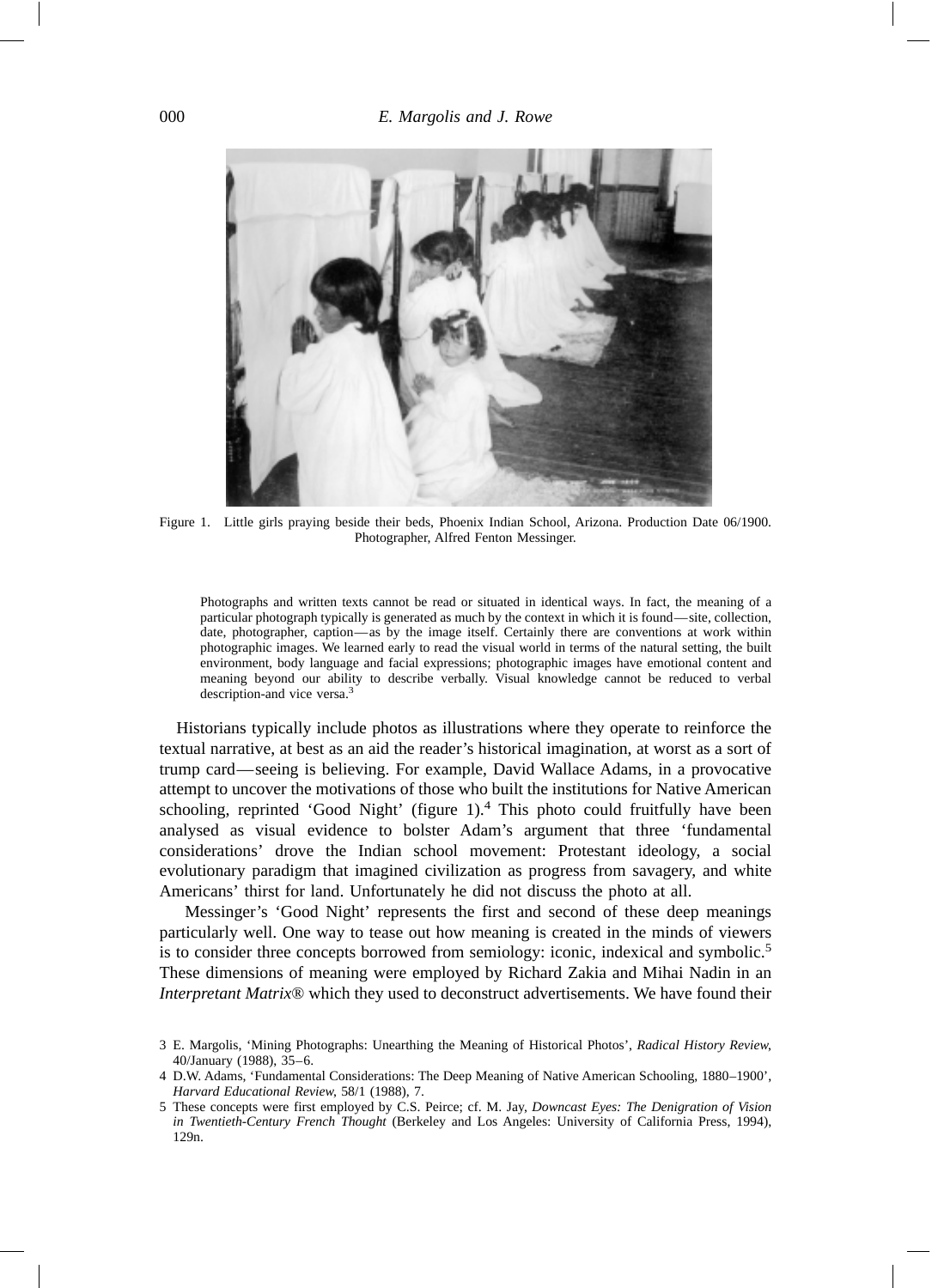Figure 1. Little girls praying beside their beds, Phoenix Indian School, Arizona. Production Date 06/1900. Photographer, Alfred Fenton Messinger.

> Photographs and written texts cannot be read or situated in identical ways. In fact, the meaning of a particular photograph typically is generated as much by the context in which it is found—site, collection, date, photographer, caption—as by the image itself. Certainly there are conventions at work within photographic images. We learned early to read the visual world in terms of the natural setting, the built environment, body language and facial expressions; photographic images have emotional content and meaning beyond our ability to describe verbally. Visual knowledge cannot be reduced to verbal description-and vice versa.[3]

Historians typically include photos as illustrations where they operate to reinforce the textual narrative, at best as an aid the reader's historical imagination, at worst as a sort of trump card—seeing is believing. For example, David Wallace Adams, in a provocative attempt to uncover the motivations of those who built the institutions for Native American schooling, reprinted 'Good Night' (figure 1).[4] This photo could fruitfully have been analysed as visual evidence to bolster Adam's argument that three 'fundamental considerations' drove the Indian school movement: Protestant ideology, a social evolutionary paradigm that imagined civilization as progress from savagery, and white Americans' thirst for land. Unfortunately he did not discuss the photo at all.

Messinger's 'Good Night' represents the first and second of these deep meanings particularly well. One way to tease out how meaning is created in the minds of viewers is to consider three concepts borrowed from semiology: iconic, indexical and symbolic.[5] These dimensions of meaning were employed by Richard Zakia and Mihai Nadin in an *Interpretant Matrix®* which they used to deconstruct advertisements. We have found their

3 E. Margolis, 'Mining Photographs: Unearthing the Meaning of Historical Photos', *Radical History Review*, 40/January (1988), 35–6.

4 D.W. Adams, 'Fundamental Considerations: The Deep Meaning of Native American Schooling, 1880–1900', *Harvard Educational Review*, 58/1 (1988), 7.

5 These concepts were first employed by C.S. Peirce; cf. M. Jay, *Downcast Eyes: The Denigration of Vision in Twentieth-Century French Thought* (Berkeley and Los Angeles: University of California Press, 1994), 129n.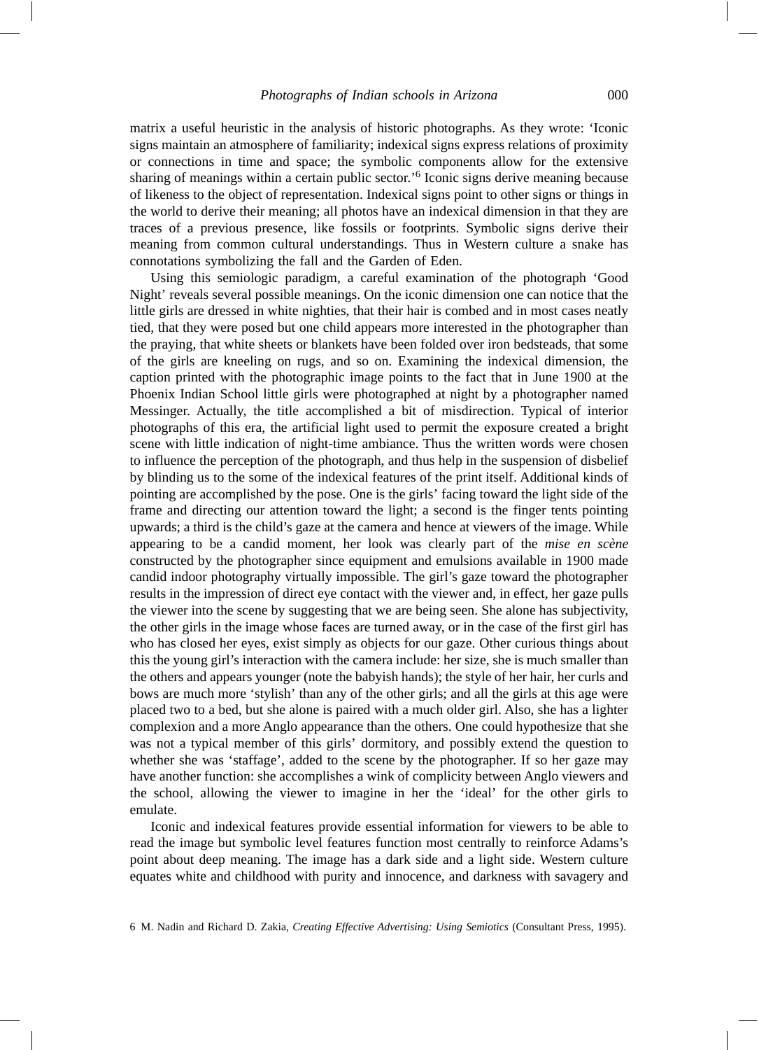matrix a useful heuristic in the analysis of historic photographs. As they wrote: 'Iconic signs maintain an atmosphere of familiarity; indexical signs express relations of proximity or connections in time and space; the symbolic components allow for the extensive sharing of meanings within a certain public sector.'[6] Iconic signs derive meaning because of likeness to the object of representation. Indexical signs point to other signs or things in the world to derive their meaning; all photos have an indexical dimension in that they are traces of a previous presence, like fossils or footprints. Symbolic signs derive their meaning from common cultural understandings. Thus in Western culture a snake has connotations symbolizing the fall and the Garden of Eden.

Using this semiologic paradigm, a careful examination of the photograph 'Good Night' reveals several possible meanings. On the iconic dimension one can notice that the little girls are dressed in white nighties, that their hair is combed and in most cases neatly tied, that they were posed but one child appears more interested in the photographer than the praying, that white sheets or blankets have been folded over iron bedsteads, that some of the girls are kneeling on rugs, and so on. Examining the indexical dimension, the caption printed with the photographic image points to the fact that in June 1900 at the Phoenix Indian School little girls were photographed at night by a photographer named Messinger. Actually, the title accomplished a bit of misdirection. Typical of interior photographs of this era, the artificial light used to permit the exposure created a bright scene with little indication of night-time ambiance. Thus the written words were chosen to influence the perception of the photograph, and thus help in the suspension of disbelief by blinding us to the some of the indexical features of the print itself. Additional kinds of pointing are accomplished by the pose. One is the girls' facing toward the light side of the frame and directing our attention toward the light; a second is the finger tents pointing upwards; a third is the child's gaze at the camera and hence at viewers of the image. While appearing to be a candid moment, her look was clearly part of the *mise en scène* constructed by the photographer since equipment and emulsions available in 1900 made candid indoor photography virtually impossible. The girl's gaze toward the photographer results in the impression of direct eye contact with the viewer and, in effect, her gaze pulls the viewer into the scene by suggesting that we are being seen. She alone has subjectivity, the other girls in the image whose faces are turned away, or in the case of the first girl has who has closed her eyes, exist simply as objects for our gaze. Other curious things about this the young girl's interaction with the camera include: her size, she is much smaller than the others and appears younger (note the babyish hands); the style of her hair, her curls and bows are much more 'stylish' than any of the other girls; and all the girls at this age were placed two to a bed, but she alone is paired with a much older girl. Also, she has a lighter complexion and a more Anglo appearance than the others. One could hypothesize that she was not a typical member of this girls' dormitory, and possibly extend the question to whether she was 'staffage', added to the scene by the photographer. If so her gaze may have another function: she accomplishes a wink of complicity between Anglo viewers and the school, allowing the viewer to imagine in her the 'ideal' for the other girls to emulate.

Iconic and indexical features provide essential information for viewers to be able to read the image but symbolic level features function most centrally to reinforce Adams's point about deep meaning. The image has a dark side and a light side. Western culture equates white and childhood with purity and innocence, and darkness with savagery and

6 M. Nadin and Richard D. Zakia, *Creating Effective Advertising: Using Semiotics* (Consultant Press, 1995).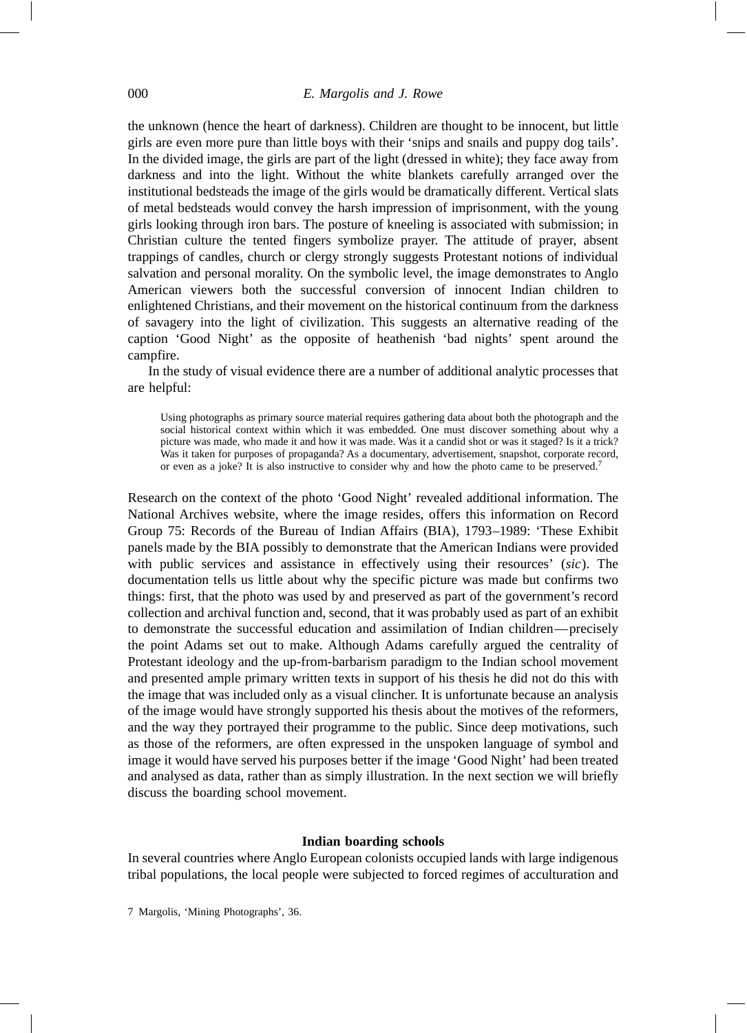the unknown (hence the heart of darkness). Children are thought to be innocent, but little girls are even more pure than little boys with their 'snips and snails and puppy dog tails'. In the divided image, the girls are part of the light (dressed in white); they face away from darkness and into the light. Without the white blankets carefully arranged over the institutional bedsteads the image of the girls would be dramatically different. Vertical slats of metal bedsteads would convey the harsh impression of imprisonment, with the young girls looking through iron bars. The posture of kneeling is associated with submission; in Christian culture the tented fingers symbolize prayer. The attitude of prayer, absent trappings of candles, church or clergy strongly suggests Protestant notions of individual salvation and personal morality. On the symbolic level, the image demonstrates to Anglo American viewers both the successful conversion of innocent Indian children to enlightened Christians, and their movement on the historical continuum from the darkness of savagery into the light of civilization. This suggests an alternative reading of the caption 'Good Night' as the opposite of heathenish 'bad nights' spent around the campfire.

In the study of visual evidence there are a number of additional analytic processes that are helpful:

> Using photographs as primary source material requires gathering data about both the photograph and the social historical context within which it was embedded. One must discover something about why a picture was made, who made it and how it was made. Was it a candid shot or was it staged? Is it a trick? Was it taken for purposes of propaganda? As a documentary, advertisement, snapshot, corporate record, or even as a joke? It is also instructive to consider why and how the photo came to be preserved.[7]

Research on the context of the photo 'Good Night' revealed additional information. The National Archives website, where the image resides, offers this information on Record Group 75: Records of the Bureau of Indian Affairs (BIA), 1793–1989: 'These Exhibit panels made by the BIA possibly to demonstrate that the American Indians were provided with public services and assistance in effectively using their resources' (*sic*). The documentation tells us little about why the specific picture was made but confirms two things: first, that the photo was used by and preserved as part of the government's record collection and archival function and, second, that it was probably used as part of an exhibit to demonstrate the successful education and assimilation of Indian children—precisely the point Adams set out to make. Although Adams carefully argued the centrality of Protestant ideology and the up-from-barbarism paradigm to the Indian school movement and presented ample primary written texts in support of his thesis he did not do this with the image that was included only as a visual clincher. It is unfortunate because an analysis of the image would have strongly supported his thesis about the motives of the reformers, and the way they portrayed their programme to the public. Since deep motivations, such as those of the reformers, are often expressed in the unspoken language of symbol and image it would have served his purposes better if the image 'Good Night' had been treated and analysed as data, rather than as simply illustration. In the next section we will briefly discuss the boarding school movement.

## Indian boarding schools

In several countries where Anglo European colonists occupied lands with large indigenous tribal populations, the local people were subjected to forced regimes of acculturation and

7 Margolis, 'Mining Photographs', 36.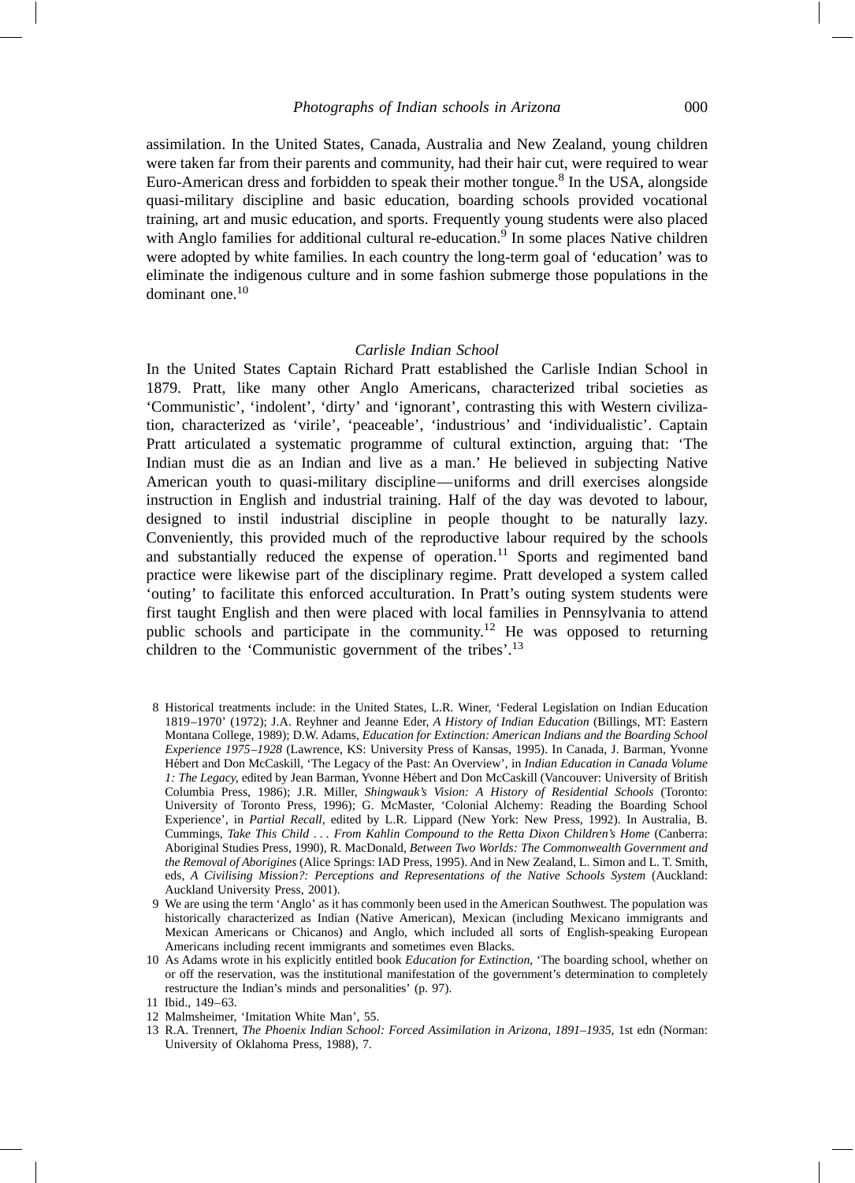assimilation. In the United States, Canada, Australia and New Zealand, young children were taken far from their parents and community, had their hair cut, were required to wear Euro-American dress and forbidden to speak their mother tongue.[8] In the USA, alongside quasi-military discipline and basic education, boarding schools provided vocational training, art and music education, and sports. Frequently young students were also placed with Anglo families for additional cultural re-education.[9] In some places Native children were adopted by white families. In each country the long-term goal of 'education' was to eliminate the indigenous culture and in some fashion submerge those populations in the dominant one.[10]

### *Carlisle Indian School*

In the United States Captain Richard Pratt established the Carlisle Indian School in 1879. Pratt, like many other Anglo Americans, characterized tribal societies as 'Communistic', 'indolent', 'dirty' and 'ignorant', contrasting this with Western civilization, characterized as 'virile', 'peaceable', 'industrious' and 'individualistic'. Captain Pratt articulated a systematic programme of cultural extinction, arguing that: 'The Indian must die as an Indian and live as a man.' He believed in subjecting Native American youth to quasi-military discipline—uniforms and drill exercises alongside instruction in English and industrial training. Half of the day was devoted to labour, designed to instil industrial discipline in people thought to be naturally lazy. Conveniently, this provided much of the reproductive labour required by the schools and substantially reduced the expense of operation.[11] Sports and regimented band practice were likewise part of the disciplinary regime. Pratt developed a system called 'outing' to facilitate this enforced acculturation. In Pratt's outing system students were first taught English and then were placed with local families in Pennsylvania to attend public schools and participate in the community.[12] He was opposed to returning children to the 'Communistic government of the tribes'.[13]

8 Historical treatments include: in the United States, L.R. Winer, 'Federal Legislation on Indian Education 1819–1970' (1972); J.A. Reyhner and Jeanne Eder, *A History of Indian Education* (Billings, MT: Eastern Montana College, 1989); D.W. Adams, *Education for Extinction: American Indians and the Boarding School Experience 1975–1928* (Lawrence, KS: University Press of Kansas, 1995). In Canada, J. Barman, Yvonne Hébert and Don McCaskill, 'The Legacy of the Past: An Overview', in *Indian Education in Canada Volume 1: The Legacy*, edited by Jean Barman, Yvonne Hébert and Don McCaskill (Vancouver: University of British Columbia Press, 1986); J.R. Miller, *Shingwauk's Vision: A History of Residential Schools* (Toronto: University of Toronto Press, 1996); G. McMaster, 'Colonial Alchemy: Reading the Boarding School Experience', in *Partial Recall*, edited by L.R. Lippard (New York: New Press, 1992). In Australia, B. Cummings, *Take This Child . . . From Kahlin Compound to the Retta Dixon Children's Home* (Canberra: Aboriginal Studies Press, 1990), R. MacDonald, *Between Two Worlds: The Commonwealth Government and the Removal of Aborigines* (Alice Springs: IAD Press, 1995). And in New Zealand, L. Simon and L. T. Smith, eds, *A Civilising Mission?: Perceptions and Representations of the Native Schools System* (Auckland: Auckland University Press, 2001).

9 We are using the term 'Anglo' as it has commonly been used in the American Southwest. The population was historically characterized as Indian (Native American), Mexican (including Mexicano immigrants and Mexican Americans or Chicanos) and Anglo, which included all sorts of English-speaking European Americans including recent immigrants and sometimes even Blacks.

10 As Adams wrote in his explicitly entitled book *Education for Extinction*, 'The boarding school, whether on or off the reservation, was the institutional manifestation of the government's determination to completely restructure the Indian's minds and personalities' (p. 97).

11 Ibid., 149–63.

12 Malmsheimer, 'Imitation White Man', 55.

13 R.A. Trennert, *The Phoenix Indian School: Forced Assimilation in Arizona, 1891–1935*, 1st edn (Norman: University of Oklahoma Press, 1988), 7.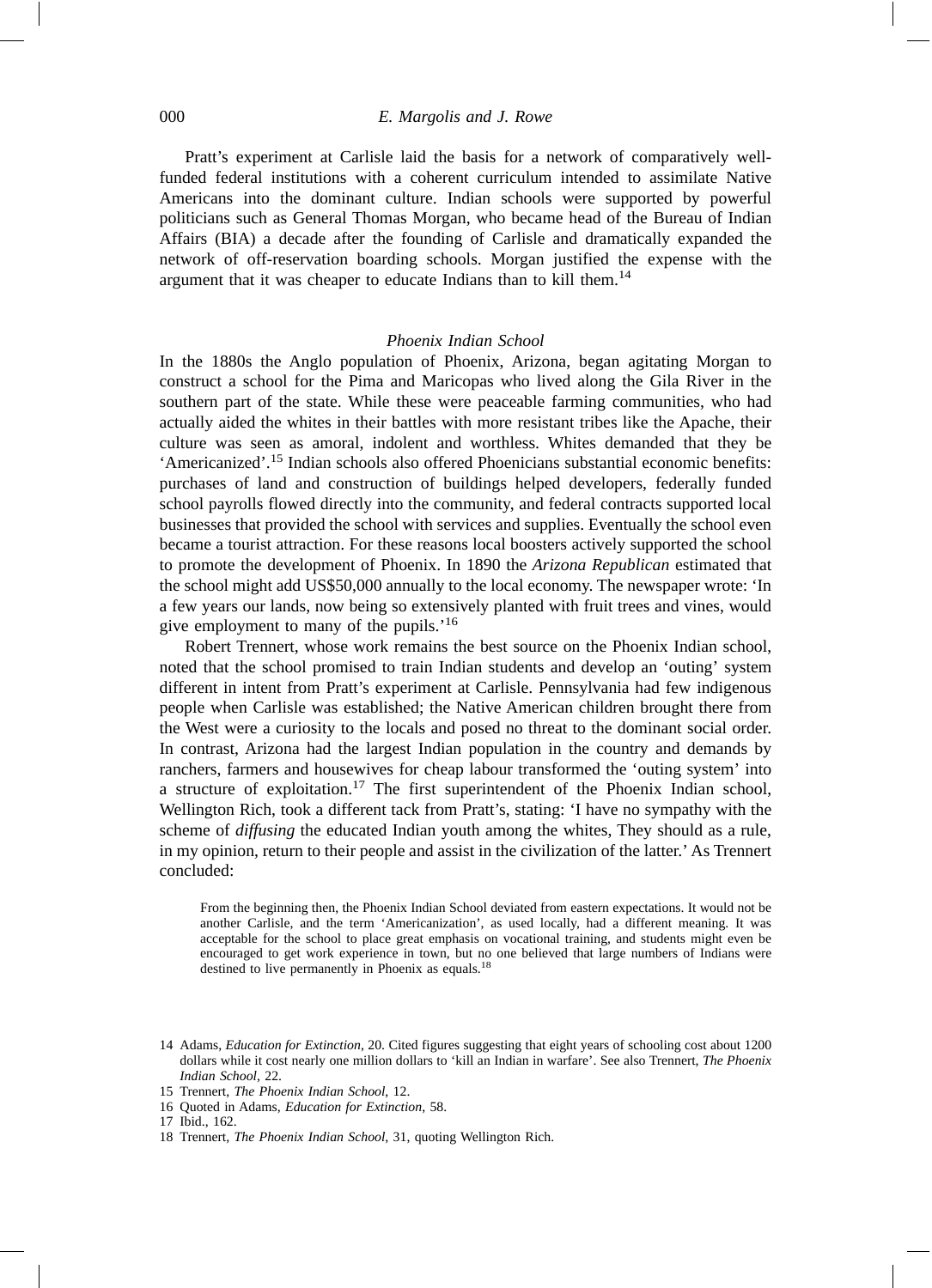Pratt's experiment at Carlisle laid the basis for a network of comparatively well-funded federal institutions with a coherent curriculum intended to assimilate Native Americans into the dominant culture. Indian schools were supported by powerful politicians such as General Thomas Morgan, who became head of the Bureau of Indian Affairs (BIA) a decade after the founding of Carlisle and dramatically expanded the network of off-reservation boarding schools. Morgan justified the expense with the argument that it was cheaper to educate Indians than to kill them.[14]

### *Phoenix Indian School*

In the 1880s the Anglo population of Phoenix, Arizona, began agitating Morgan to construct a school for the Pima and Maricopas who lived along the Gila River in the southern part of the state. While these were peaceable farming communities, who had actually aided the whites in their battles with more resistant tribes like the Apache, their culture was seen as amoral, indolent and worthless. Whites demanded that they be 'Americanized'.[15] Indian schools also offered Phoenicians substantial economic benefits: purchases of land and construction of buildings helped developers, federally funded school payrolls flowed directly into the community, and federal contracts supported local businesses that provided the school with services and supplies. Eventually the school even became a tourist attraction. For these reasons local boosters actively supported the school to promote the development of Phoenix. In 1890 the *Arizona Republican* estimated that the school might add US$50,000 annually to the local economy. The newspaper wrote: 'In a few years our lands, now being so extensively planted with fruit trees and vines, would give employment to many of the pupils.'[16]

Robert Trennert, whose work remains the best source on the Phoenix Indian school, noted that the school promised to train Indian students and develop an 'outing' system different in intent from Pratt's experiment at Carlisle. Pennsylvania had few indigenous people when Carlisle was established; the Native American children brought there from the West were a curiosity to the locals and posed no threat to the dominant social order. In contrast, Arizona had the largest Indian population in the country and demands by ranchers, farmers and housewives for cheap labour transformed the 'outing system' into a structure of exploitation.[17] The first superintendent of the Phoenix Indian school, Wellington Rich, took a different tack from Pratt's, stating: 'I have no sympathy with the scheme of *diffusing* the educated Indian youth among the whites, They should as a rule, in my opinion, return to their people and assist in the civilization of the latter.' As Trennert concluded:

> From the beginning then, the Phoenix Indian School deviated from eastern expectations. It would not be another Carlisle, and the term 'Americanization', as used locally, had a different meaning. It was acceptable for the school to place great emphasis on vocational training, and students might even be encouraged to get work experience in town, but no one believed that large numbers of Indians were destined to live permanently in Phoenix as equals.[18]

---

14 Adams, *Education for Extinction*, 20. Cited figures suggesting that eight years of schooling cost about 1200 dollars while it cost nearly one million dollars to 'kill an Indian in warfare'. See also Trennert, *The Phoenix Indian School*, 22.

15 Trennert, *The Phoenix Indian School*, 12.

16 Quoted in Adams, *Education for Extinction*, 58.

17 Ibid., 162.

18 Trennert, *The Phoenix Indian School*, 31, quoting Wellington Rich.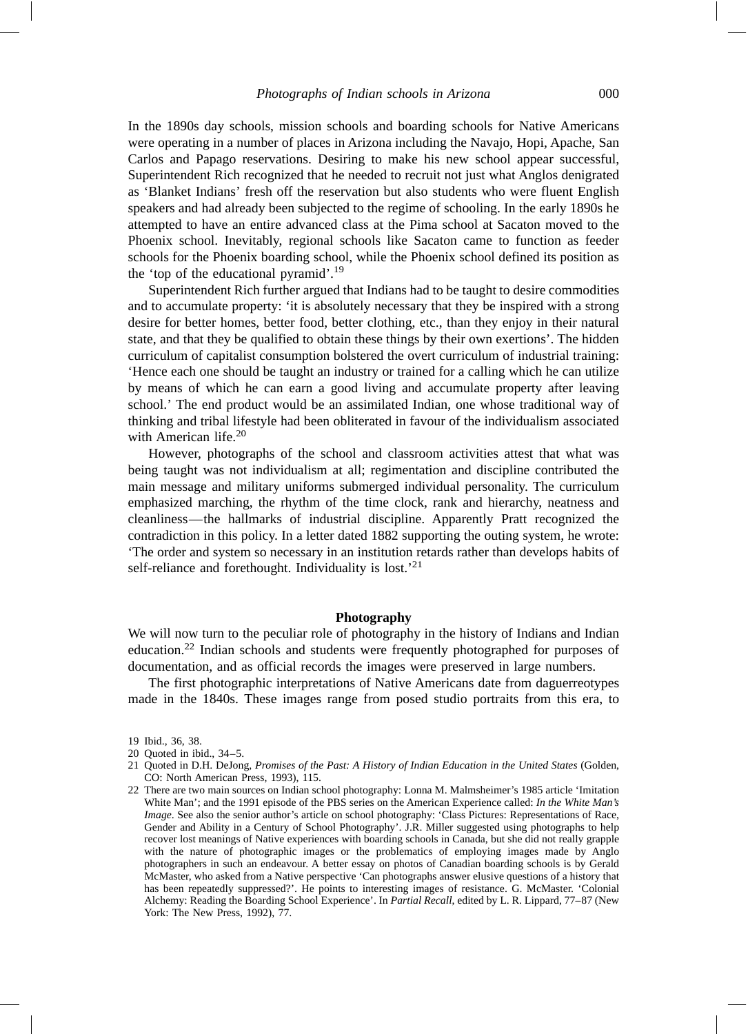In the 1890s day schools, mission schools and boarding schools for Native Americans were operating in a number of places in Arizona including the Navajo, Hopi, Apache, San Carlos and Papago reservations. Desiring to make his new school appear successful, Superintendent Rich recognized that he needed to recruit not just what Anglos denigrated as 'Blanket Indians' fresh off the reservation but also students who were fluent English speakers and had already been subjected to the regime of schooling. In the early 1890s he attempted to have an entire advanced class at the Pima school at Sacaton moved to the Phoenix school. Inevitably, regional schools like Sacaton came to function as feeder schools for the Phoenix boarding school, while the Phoenix school defined its position as the 'top of the educational pyramid'.[19]

Superintendent Rich further argued that Indians had to be taught to desire commodities and to accumulate property: 'it is absolutely necessary that they be inspired with a strong desire for better homes, better food, better clothing, etc., than they enjoy in their natural state, and that they be qualified to obtain these things by their own exertions'. The hidden curriculum of capitalist consumption bolstered the overt curriculum of industrial training: 'Hence each one should be taught an industry or trained for a calling which he can utilize by means of which he can earn a good living and accumulate property after leaving school.' The end product would be an assimilated Indian, one whose traditional way of thinking and tribal lifestyle had been obliterated in favour of the individualism associated with American life.[20]

However, photographs of the school and classroom activities attest that what was being taught was not individualism at all; regimentation and discipline contributed the main message and military uniforms submerged individual personality. The curriculum emphasized marching, the rhythm of the time clock, rank and hierarchy, neatness and cleanliness—the hallmarks of industrial discipline. Apparently Pratt recognized the contradiction in this policy. In a letter dated 1882 supporting the outing system, he wrote: 'The order and system so necessary in an institution retards rather than develops habits of self-reliance and forethought. Individuality is lost.'[21]

## Photography

We will now turn to the peculiar role of photography in the history of Indians and Indian education.[22] Indian schools and students were frequently photographed for purposes of documentation, and as official records the images were preserved in large numbers.

The first photographic interpretations of Native Americans date from daguerreotypes made in the 1840s. These images range from posed studio portraits from this era, to

19 Ibid., 36, 38.

20 Quoted in ibid., 34–5.

21 Quoted in D.H. DeJong, *Promises of the Past: A History of Indian Education in the United States* (Golden, CO: North American Press, 1993), 115.

22 There are two main sources on Indian school photography: Lonna M. Malmsheimer's 1985 article 'Imitation White Man'; and the 1991 episode of the PBS series on the American Experience called: *In the White Man's Image*. See also the senior author's article on school photography: 'Class Pictures: Representations of Race, Gender and Ability in a Century of School Photography'. J.R. Miller suggested using photographs to help recover lost meanings of Native experiences with boarding schools in Canada, but she did not really grapple with the nature of photographic images or the problematics of employing images made by Anglo photographers in such an endeavour. A better essay on photos of Canadian boarding schools is by Gerald McMaster, who asked from a Native perspective 'Can photographs answer elusive questions of a history that has been repeatedly suppressed?'. He points to interesting images of resistance. G. McMaster. 'Colonial Alchemy: Reading the Boarding School Experience'. In *Partial Recall*, edited by L. R. Lippard, 77–87 (New York: The New Press, 1992), 77.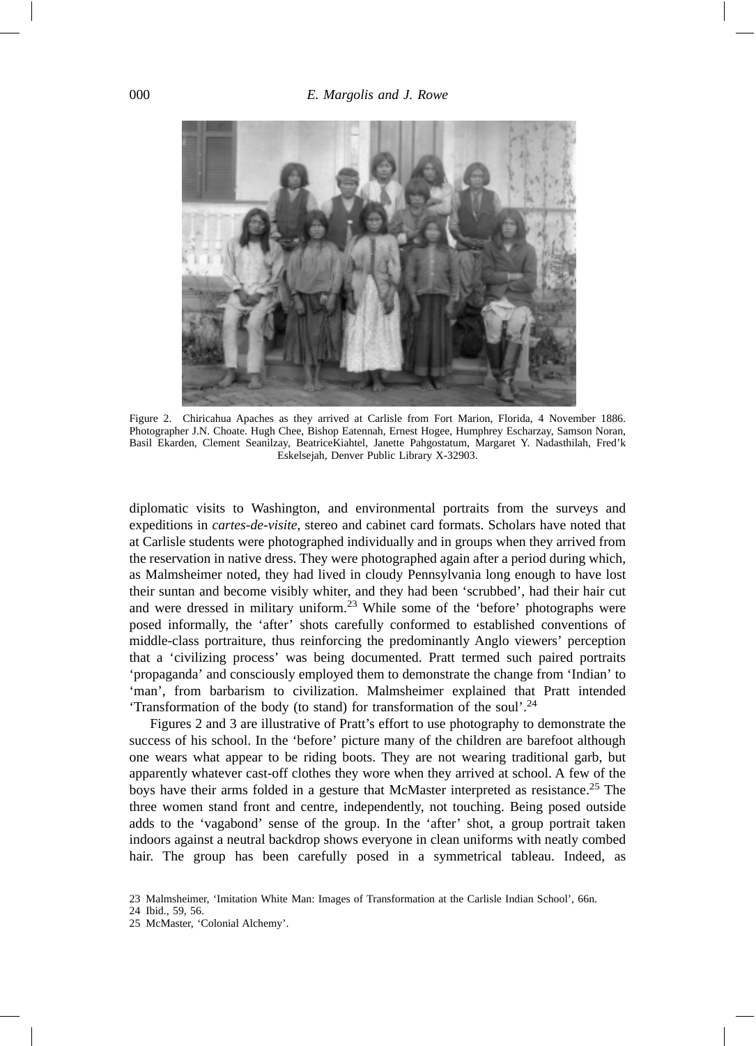Figure 2. Chiricahua Apaches as they arrived at Carlisle from Fort Marion, Florida, 4 November 1886. Photographer J.N. Choate. Hugh Chee, Bishop Eatennah, Ernest Hogee, Humphrey Escharzay, Samson Noran, Basil Ekarden, Clement Seanilzay, BeatriceKiahtel, Janette Pahgostatum, Margaret Y. Nadasthilah, Fred'k Eskelsejah, Denver Public Library X-32903.

diplomatic visits to Washington, and environmental portraits from the surveys and expeditions in *cartes-de-visite*, stereo and cabinet card formats. Scholars have noted that at Carlisle students were photographed individually and in groups when they arrived from the reservation in native dress. They were photographed again after a period during which, as Malmsheimer noted, they had lived in cloudy Pennsylvania long enough to have lost their suntan and become visibly whiter, and they had been 'scrubbed', had their hair cut and were dressed in military uniform.[23] While some of the 'before' photographs were posed informally, the 'after' shots carefully conformed to established conventions of middle-class portraiture, thus reinforcing the predominantly Anglo viewers' perception that a 'civilizing process' was being documented. Pratt termed such paired portraits 'propaganda' and consciously employed them to demonstrate the change from 'Indian' to 'man', from barbarism to civilization. Malmsheimer explained that Pratt intended 'Transformation of the body (to stand) for transformation of the soul'.[24]

Figures 2 and 3 are illustrative of Pratt's effort to use photography to demonstrate the success of his school. In the 'before' picture many of the children are barefoot although one wears what appear to be riding boots. They are not wearing traditional garb, but apparently whatever cast-off clothes they wore when they arrived at school. A few of the boys have their arms folded in a gesture that McMaster interpreted as resistance.[25] The three women stand front and centre, independently, not touching. Being posed outside adds to the 'vagabond' sense of the group. In the 'after' shot, a group portrait taken indoors against a neutral backdrop shows everyone in clean uniforms with neatly combed hair. The group has been carefully posed in a symmetrical tableau. Indeed, as

23 Malmsheimer, 'Imitation White Man: Images of Transformation at the Carlisle Indian School', 66n.

24 Ibid., 59, 56.

25 McMaster, 'Colonial Alchemy'.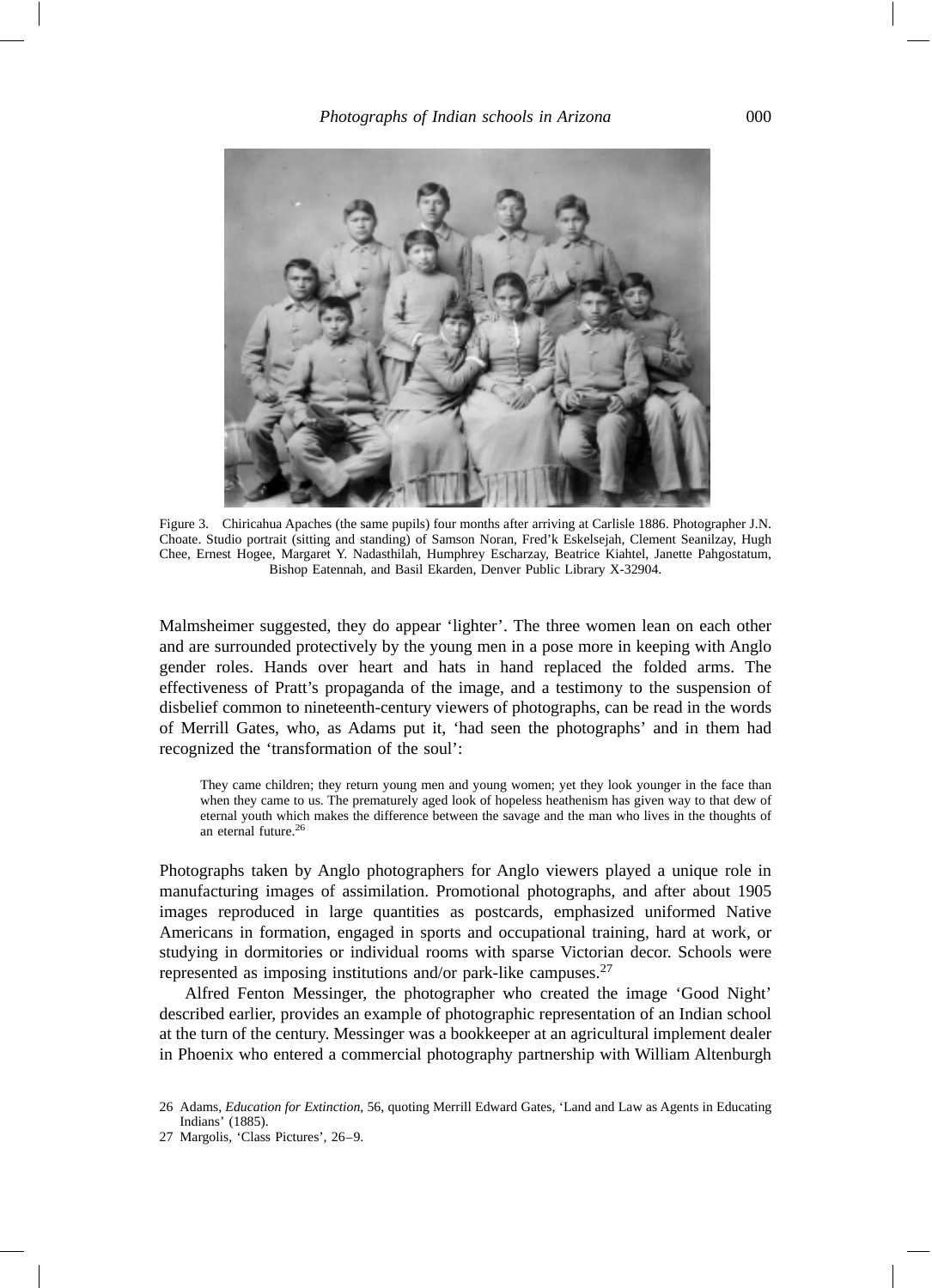Figure 3. Chiricahua Apaches (the same pupils) four months after arriving at Carlisle 1886. Photographer J.N. Choate. Studio portrait (sitting and standing) of Samson Noran, Fred'k Eskelsejah, Clement Seanilzay, Hugh Chee, Ernest Hogee, Margaret Y. Nadasthilah, Humphrey Escharzay, Beatrice Kiahtel, Janette Pahgostatum, Bishop Eatennah, and Basil Ekarden, Denver Public Library X-32904.

Malmsheimer suggested, they do appear 'lighter'. The three women lean on each other and are surrounded protectively by the young men in a pose more in keeping with Anglo gender roles. Hands over heart and hats in hand replaced the folded arms. The effectiveness of Pratt's propaganda of the image, and a testimony to the suspension of disbelief common to nineteenth-century viewers of photographs, can be read in the words of Merrill Gates, who, as Adams put it, 'had seen the photographs' and in them had recognized the 'transformation of the soul':

> They came children; they return young men and young women; yet they look younger in the face than when they came to us. The prematurely aged look of hopeless heathenism has given way to that dew of eternal youth which makes the difference between the savage and the man who lives in the thoughts of an eternal future.[26]

Photographs taken by Anglo photographers for Anglo viewers played a unique role in manufacturing images of assimilation. Promotional photographs, and after about 1905 images reproduced in large quantities as postcards, emphasized uniformed Native Americans in formation, engaged in sports and occupational training, hard at work, or studying in dormitories or individual rooms with sparse Victorian decor. Schools were represented as imposing institutions and/or park-like campuses.[27]

Alfred Fenton Messinger, the photographer who created the image 'Good Night' described earlier, provides an example of photographic representation of an Indian school at the turn of the century. Messinger was a bookkeeper at an agricultural implement dealer in Phoenix who entered a commercial photography partnership with William Altenburgh

26 Adams, *Education for Extinction*, 56, quoting Merrill Edward Gates, 'Land and Law as Agents in Educating Indians' (1885).

27 Margolis, 'Class Pictures', 26–9.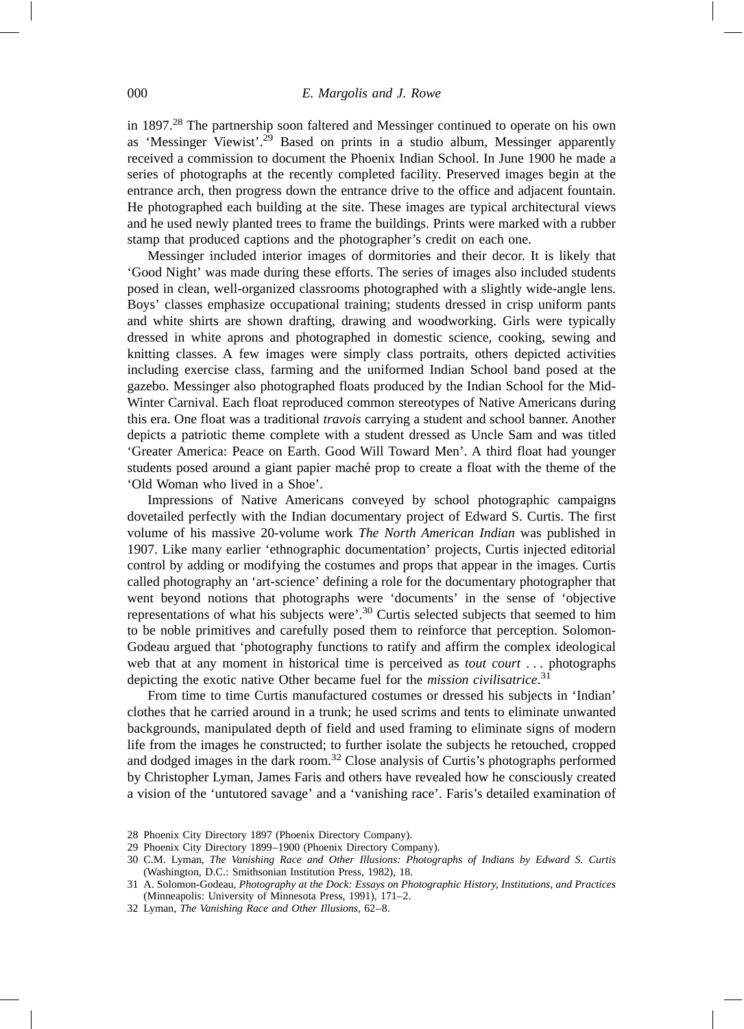in 1897.[28] The partnership soon faltered and Messinger continued to operate on his own as 'Messinger Viewist'.[29] Based on prints in a studio album, Messinger apparently received a commission to document the Phoenix Indian School. In June 1900 he made a series of photographs at the recently completed facility. Preserved images begin at the entrance arch, then progress down the entrance drive to the office and adjacent fountain. He photographed each building at the site. These images are typical architectural views and he used newly planted trees to frame the buildings. Prints were marked with a rubber stamp that produced captions and the photographer's credit on each one.

Messinger included interior images of dormitories and their decor. It is likely that 'Good Night' was made during these efforts. The series of images also included students posed in clean, well-organized classrooms photographed with a slightly wide-angle lens. Boys' classes emphasize occupational training; students dressed in crisp uniform pants and white shirts are shown drafting, drawing and woodworking. Girls were typically dressed in white aprons and photographed in domestic science, cooking, sewing and knitting classes. A few images were simply class portraits, others depicted activities including exercise class, farming and the uniformed Indian School band posed at the gazebo. Messinger also photographed floats produced by the Indian School for the Mid-Winter Carnival. Each float reproduced common stereotypes of Native Americans during this era. One float was a traditional *travois* carrying a student and school banner. Another depicts a patriotic theme complete with a student dressed as Uncle Sam and was titled 'Greater America: Peace on Earth. Good Will Toward Men'. A third float had younger students posed around a giant papier maché prop to create a float with the theme of the 'Old Woman who lived in a Shoe'.

Impressions of Native Americans conveyed by school photographic campaigns dovetailed perfectly with the Indian documentary project of Edward S. Curtis. The first volume of his massive 20-volume work *The North American Indian* was published in 1907. Like many earlier 'ethnographic documentation' projects, Curtis injected editorial control by adding or modifying the costumes and props that appear in the images. Curtis called photography an 'art-science' defining a role for the documentary photographer that went beyond notions that photographs were 'documents' in the sense of 'objective representations of what his subjects were'.[30] Curtis selected subjects that seemed to him to be noble primitives and carefully posed them to reinforce that perception. Solomon-Godeau argued that 'photography functions to ratify and affirm the complex ideological web that at any moment in historical time is perceived as *tout court* . . . photographs depicting the exotic native Other became fuel for the *mission civilisatrice*.[31]

From time to time Curtis manufactured costumes or dressed his subjects in 'Indian' clothes that he carried around in a trunk; he used scrims and tents to eliminate unwanted backgrounds, manipulated depth of field and used framing to eliminate signs of modern life from the images he constructed; to further isolate the subjects he retouched, cropped and dodged images in the dark room.[32] Close analysis of Curtis's photographs performed by Christopher Lyman, James Faris and others have revealed how he consciously created a vision of the 'untutored savage' and a 'vanishing race'. Faris's detailed examination of

28 Phoenix City Directory 1897 (Phoenix Directory Company).

29 Phoenix City Directory 1899–1900 (Phoenix Directory Company).

30 C.M. Lyman, *The Vanishing Race and Other Illusions: Photographs of Indians by Edward S. Curtis* (Washington, D.C.: Smithsonian Institution Press, 1982), 18.

31 A. Solomon-Godeau, *Photography at the Dock: Essays on Photographic History, Institutions, and Practices* (Minneapolis: University of Minnesota Press, 1991), 171–2.

32 Lyman, *The Vanishing Race and Other Illusions*, 62–8.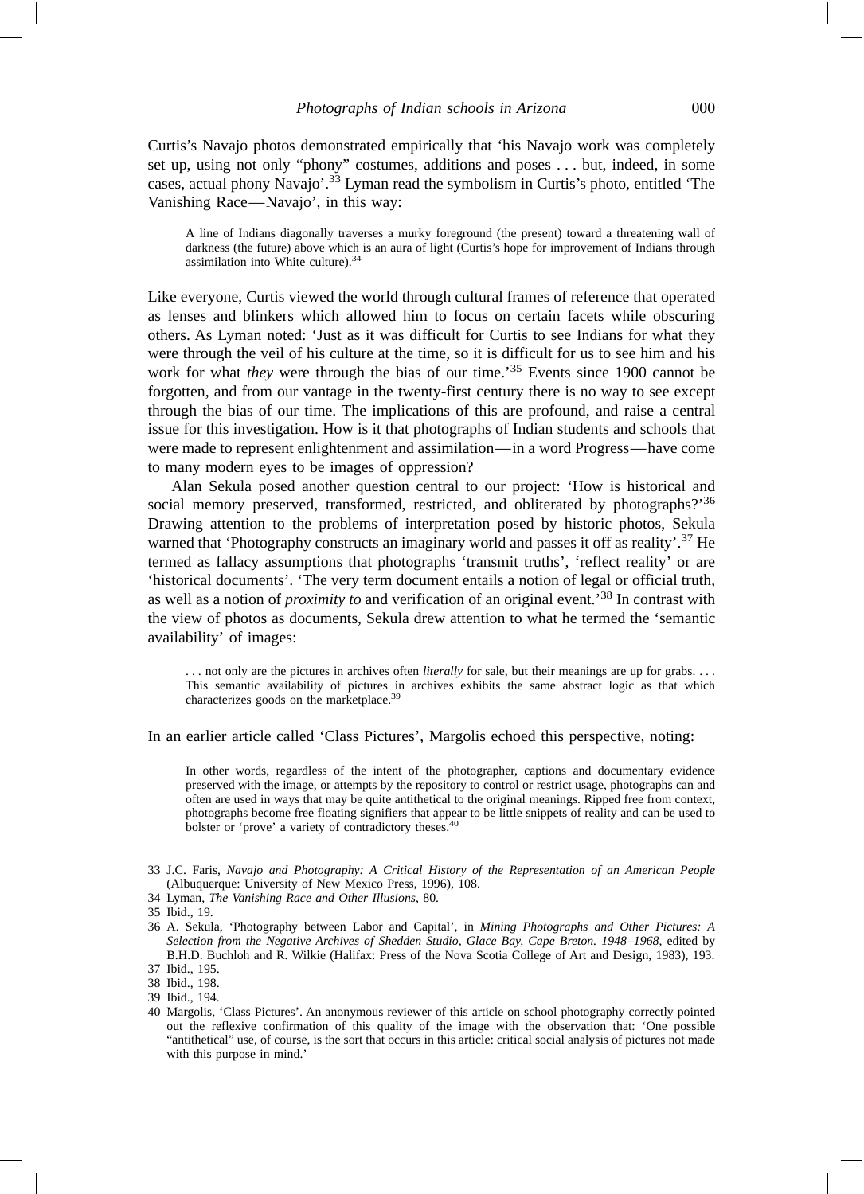Curtis's Navajo photos demonstrated empirically that 'his Navajo work was completely set up, using not only "phony" costumes, additions and poses . . . but, indeed, in some cases, actual phony Navajo'.[33] Lyman read the symbolism in Curtis's photo, entitled 'The Vanishing Race—Navajo', in this way:

> A line of Indians diagonally traverses a murky foreground (the present) toward a threatening wall of darkness (the future) above which is an aura of light (Curtis's hope for improvement of Indians through assimilation into White culture).[34]

Like everyone, Curtis viewed the world through cultural frames of reference that operated as lenses and blinkers which allowed him to focus on certain facets while obscuring others. As Lyman noted: 'Just as it was difficult for Curtis to see Indians for what they were through the veil of his culture at the time, so it is difficult for us to see him and his work for what *they* were through the bias of our time.'[35] Events since 1900 cannot be forgotten, and from our vantage in the twenty-first century there is no way to see except through the bias of our time. The implications of this are profound, and raise a central issue for this investigation. How is it that photographs of Indian students and schools that were made to represent enlightenment and assimilation—in a word Progress—have come to many modern eyes to be images of oppression?

Alan Sekula posed another question central to our project: 'How is historical and social memory preserved, transformed, restricted, and obliterated by photographs?'[36] Drawing attention to the problems of interpretation posed by historic photos, Sekula warned that 'Photography constructs an imaginary world and passes it off as reality'.[37] He termed as fallacy assumptions that photographs 'transmit truths', 'reflect reality' or are 'historical documents'. 'The very term document entails a notion of legal or official truth, as well as a notion of *proximity to* and verification of an original event.'[38] In contrast with the view of photos as documents, Sekula drew attention to what he termed the 'semantic availability' of images:

> . . . not only are the pictures in archives often *literally* for sale, but their meanings are up for grabs. . . . This semantic availability of pictures in archives exhibits the same abstract logic as that which characterizes goods on the marketplace.[39]

In an earlier article called 'Class Pictures', Margolis echoed this perspective, noting:

> In other words, regardless of the intent of the photographer, captions and documentary evidence preserved with the image, or attempts by the repository to control or restrict usage, photographs can and often are used in ways that may be quite antithetical to the original meanings. Ripped free from context, photographs become free floating signifiers that appear to be little snippets of reality and can be used to bolster or 'prove' a variety of contradictory theses.[40]

33 J.C. Faris, *Navajo and Photography: A Critical History of the Representation of an American People* (Albuquerque: University of New Mexico Press, 1996), 108.

34 Lyman, *The Vanishing Race and Other Illusions*, 80.

35 Ibid., 19.

36 A. Sekula, 'Photography between Labor and Capital', in *Mining Photographs and Other Pictures: A Selection from the Negative Archives of Shedden Studio, Glace Bay, Cape Breton. 1948–1968*, edited by B.H.D. Buchloh and R. Wilkie (Halifax: Press of the Nova Scotia College of Art and Design, 1983), 193.

37 Ibid., 195.

38 Ibid., 198.

39 Ibid., 194.

40 Margolis, 'Class Pictures'. An anonymous reviewer of this article on school photography correctly pointed out the reflexive confirmation of this quality of the image with the observation that: 'One possible "antithetical" use, of course, is the sort that occurs in this article: critical social analysis of pictures not made with this purpose in mind.'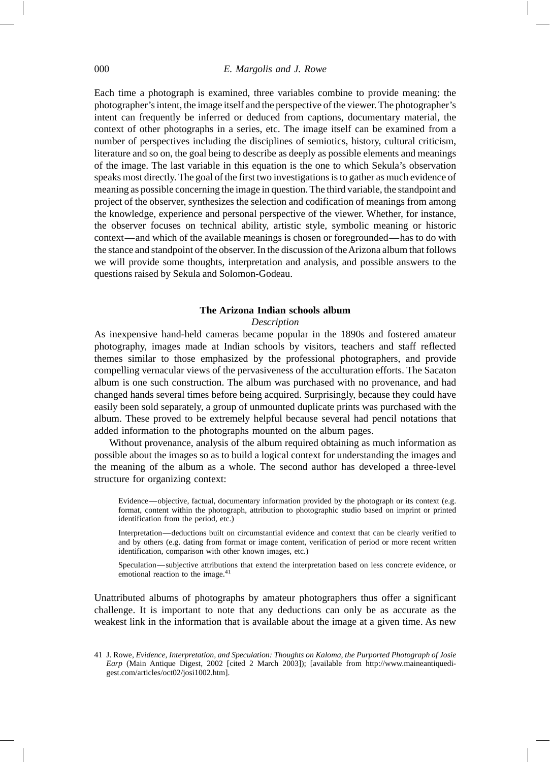Each time a photograph is examined, three variables combine to provide meaning: the photographer's intent, the image itself and the perspective of the viewer. The photographer's intent can frequently be inferred or deduced from captions, documentary material, the context of other photographs in a series, etc. The image itself can be examined from a number of perspectives including the disciplines of semiotics, history, cultural criticism, literature and so on, the goal being to describe as deeply as possible elements and meanings of the image. The last variable in this equation is the one to which Sekula's observation speaks most directly. The goal of the first two investigations is to gather as much evidence of meaning as possible concerning the image in question. The third variable, the standpoint and project of the observer, synthesizes the selection and codification of meanings from among the knowledge, experience and personal perspective of the viewer. Whether, for instance, the observer focuses on technical ability, artistic style, symbolic meaning or historic context—and which of the available meanings is chosen or foregrounded—has to do with the stance and standpoint of the observer. In the discussion of the Arizona album that follows we will provide some thoughts, interpretation and analysis, and possible answers to the questions raised by Sekula and Solomon-Godeau.

## The Arizona Indian schools album

### *Description*

As inexpensive hand-held cameras became popular in the 1890s and fostered amateur photography, images made at Indian schools by visitors, teachers and staff reflected themes similar to those emphasized by the professional photographers, and provide compelling vernacular views of the pervasiveness of the acculturation efforts. The Sacaton album is one such construction. The album was purchased with no provenance, and had changed hands several times before being acquired. Surprisingly, because they could have easily been sold separately, a group of unmounted duplicate prints was purchased with the album. These proved to be extremely helpful because several had pencil notations that added information to the photographs mounted on the album pages.

Without provenance, analysis of the album required obtaining as much information as possible about the images so as to build a logical context for understanding the images and the meaning of the album as a whole. The second author has developed a three-level structure for organizing context:

> Evidence—objective, factual, documentary information provided by the photograph or its context (e.g. format, content within the photograph, attribution to photographic studio based on imprint or printed identification from the period, etc.)
>
> Interpretation—deductions built on circumstantial evidence and context that can be clearly verified to and by others (e.g. dating from format or image content, verification of period or more recent written identification, comparison with other known images, etc.)
>
> Speculation—subjective attributions that extend the interpretation based on less concrete evidence, or emotional reaction to the image.[41]

Unattributed albums of photographs by amateur photographers thus offer a significant challenge. It is important to note that any deductions can only be as accurate as the weakest link in the information that is available about the image at a given time. As new

41 J. Rowe, *Evidence, Interpretation, and Speculation: Thoughts on Kaloma, the Purported Photograph of Josie Earp* (Main Antique Digest, 2002 [cited 2 March 2003]); [available from http://www.maineantiquedigest.com/articles/oct02/josi1002.htm].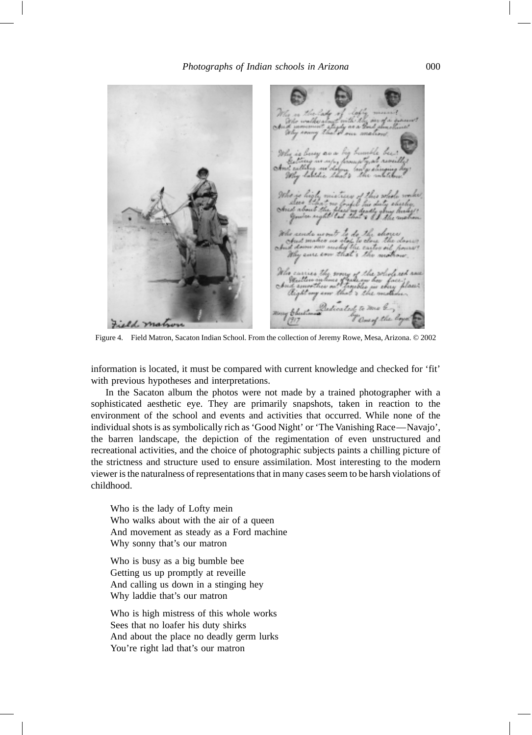Figure 4. Field Matron, Sacaton Indian School. From the collection of Jeremy Rowe, Mesa, Arizona. © 2002

information is located, it must be compared with current knowledge and checked for 'fit' with previous hypotheses and interpretations.

In the Sacaton album the photos were not made by a trained photographer with a sophisticated aesthetic eye. They are primarily snapshots, taken in reaction to the environment of the school and events and activities that occurred. While none of the individual shots is as symbolically rich as 'Good Night' or 'The Vanishing Race—Navajo', the barren landscape, the depiction of the regimentation of even unstructured and recreational activities, and the choice of photographic subjects paints a chilling picture of the strictness and structure used to ensure assimilation. Most interesting to the modern viewer is the naturalness of representations that in many cases seem to be harsh violations of childhood.

Who is the lady of Lofty mein  
Who walks about with the air of a queen  
And movement as steady as a Ford machine  
Why sonny that's our matron

Who is busy as a big bumble bee  
Getting us up promptly at reveille  
And calling us down in a stinging hey  
Why laddie that's our matron

Who is high mistress of this whole works  
Sees that no loafer his duty shirks  
And about the place no deadly germ lurks  
You're right lad that's our matron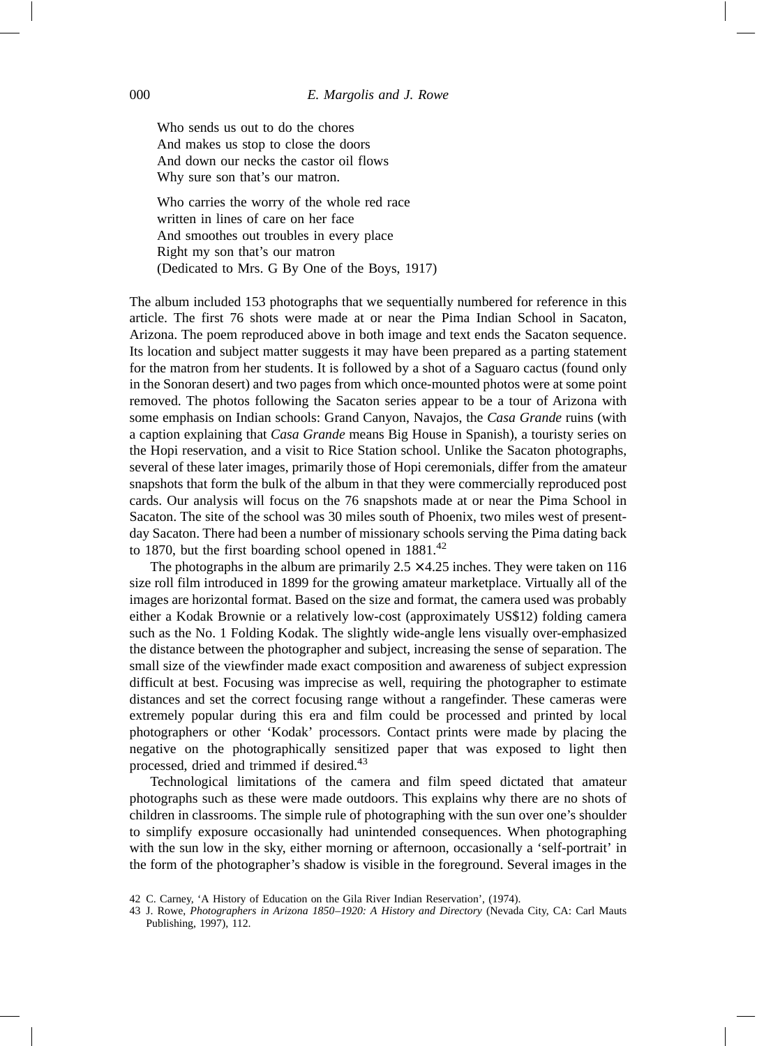Who sends us out to do the chores
And makes us stop to close the doors
And down our necks the castor oil flows
Why sure son that's our matron.

Who carries the worry of the whole red race
written in lines of care on her face
And smoothes out troubles in every place
Right my son that's our matron
(Dedicated to Mrs. G By One of the Boys, 1917)

The album included 153 photographs that we sequentially numbered for reference in this article. The first 76 shots were made at or near the Pima Indian School in Sacaton, Arizona. The poem reproduced above in both image and text ends the Sacaton sequence. Its location and subject matter suggests it may have been prepared as a parting statement for the matron from her students. It is followed by a shot of a Saguaro cactus (found only in the Sonoran desert) and two pages from which once-mounted photos were at some point removed. The photos following the Sacaton series appear to be a tour of Arizona with some emphasis on Indian schools: Grand Canyon, Navajos, the *Casa Grande* ruins (with a caption explaining that *Casa Grande* means Big House in Spanish), a touristy series on the Hopi reservation, and a visit to Rice Station school. Unlike the Sacaton photographs, several of these later images, primarily those of Hopi ceremonials, differ from the amateur snapshots that form the bulk of the album in that they were commercially reproduced post cards. Our analysis will focus on the 76 snapshots made at or near the Pima School in Sacaton. The site of the school was 30 miles south of Phoenix, two miles west of present-day Sacaton. There had been a number of missionary schools serving the Pima dating back to 1870, but the first boarding school opened in 1881.[42]

The photographs in the album are primarily $2.5 \times 4.25$ inches. They were taken on 116 size roll film introduced in 1899 for the growing amateur marketplace. Virtually all of the images are horizontal format. Based on the size and format, the camera used was probably either a Kodak Brownie or a relatively low-cost (approximately US$12) folding camera such as the No. 1 Folding Kodak. The slightly wide-angle lens visually over-emphasized the distance between the photographer and subject, increasing the sense of separation. The small size of the viewfinder made exact composition and awareness of subject expression difficult at best. Focusing was imprecise as well, requiring the photographer to estimate distances and set the correct focusing range without a rangefinder. These cameras were extremely popular during this era and film could be processed and printed by local photographers or other 'Kodak' processors. Contact prints were made by placing the negative on the photographically sensitized paper that was exposed to light then processed, dried and trimmed if desired.[43]

Technological limitations of the camera and film speed dictated that amateur photographs such as these were made outdoors. This explains why there are no shots of children in classrooms. The simple rule of photographing with the sun over one's shoulder to simplify exposure occasionally had unintended consequences. When photographing with the sun low in the sky, either morning or afternoon, occasionally a 'self-portrait' in the form of the photographer's shadow is visible in the foreground. Several images in the

42 C. Carney, 'A History of Education on the Gila River Indian Reservation', (1974).

43 J. Rowe, *Photographers in Arizona 1850–1920: A History and Directory* (Nevada City, CA: Carl Mauts Publishing, 1997), 112.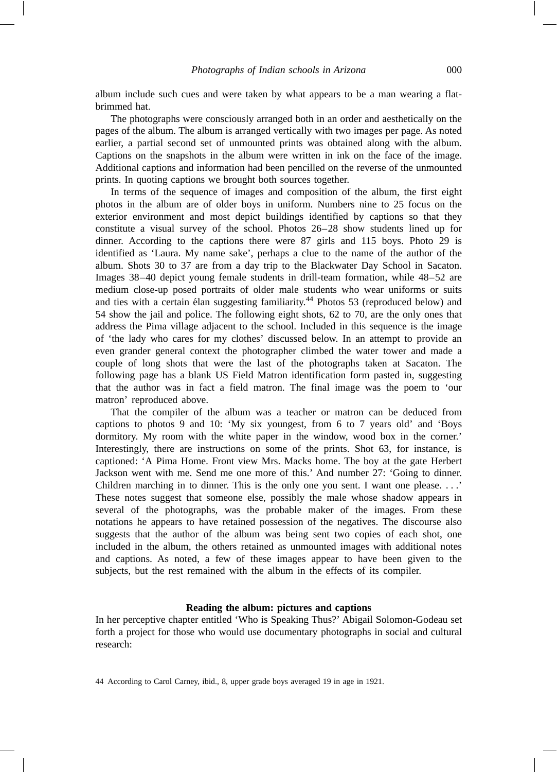album include such cues and were taken by what appears to be a man wearing a flat-brimmed hat.

The photographs were consciously arranged both in an order and aesthetically on the pages of the album. The album is arranged vertically with two images per page. As noted earlier, a partial second set of unmounted prints was obtained along with the album. Captions on the snapshots in the album were written in ink on the face of the image. Additional captions and information had been pencilled on the reverse of the unmounted prints. In quoting captions we brought both sources together.

In terms of the sequence of images and composition of the album, the first eight photos in the album are of older boys in uniform. Numbers nine to 25 focus on the exterior environment and most depict buildings identified by captions so that they constitute a visual survey of the school. Photos 26–28 show students lined up for dinner. According to the captions there were 87 girls and 115 boys. Photo 29 is identified as 'Laura. My name sake', perhaps a clue to the name of the author of the album. Shots 30 to 37 are from a day trip to the Blackwater Day School in Sacaton. Images 38–40 depict young female students in drill-team formation, while 48–52 are medium close-up posed portraits of older male students who wear uniforms or suits and ties with a certain élan suggesting familiarity.[44] Photos 53 (reproduced below) and 54 show the jail and police. The following eight shots, 62 to 70, are the only ones that address the Pima village adjacent to the school. Included in this sequence is the image of 'the lady who cares for my clothes' discussed below. In an attempt to provide an even grander general context the photographer climbed the water tower and made a couple of long shots that were the last of the photographs taken at Sacaton. The following page has a blank US Field Matron identification form pasted in, suggesting that the author was in fact a field matron. The final image was the poem to 'our matron' reproduced above.

That the compiler of the album was a teacher or matron can be deduced from captions to photos 9 and 10: 'My six youngest, from 6 to 7 years old' and 'Boys dormitory. My room with the white paper in the window, wood box in the corner.' Interestingly, there are instructions on some of the prints. Shot 63, for instance, is captioned: 'A Pima Home. Front view Mrs. Macks home. The boy at the gate Herbert Jackson went with me. Send me one more of this.' And number 27: 'Going to dinner. Children marching in to dinner. This is the only one you sent. I want one please. . . .' These notes suggest that someone else, possibly the male whose shadow appears in several of the photographs, was the probable maker of the images. From these notations he appears to have retained possession of the negatives. The discourse also suggests that the author of the album was being sent two copies of each shot, one included in the album, the others retained as unmounted images with additional notes and captions. As noted, a few of these images appear to have been given to the subjects, but the rest remained with the album in the effects of its compiler.

## Reading the album: pictures and captions

In her perceptive chapter entitled 'Who is Speaking Thus?' Abigail Solomon-Godeau set forth a project for those who would use documentary photographs in social and cultural research:

44 According to Carol Carney, ibid., 8, upper grade boys averaged 19 in age in 1921.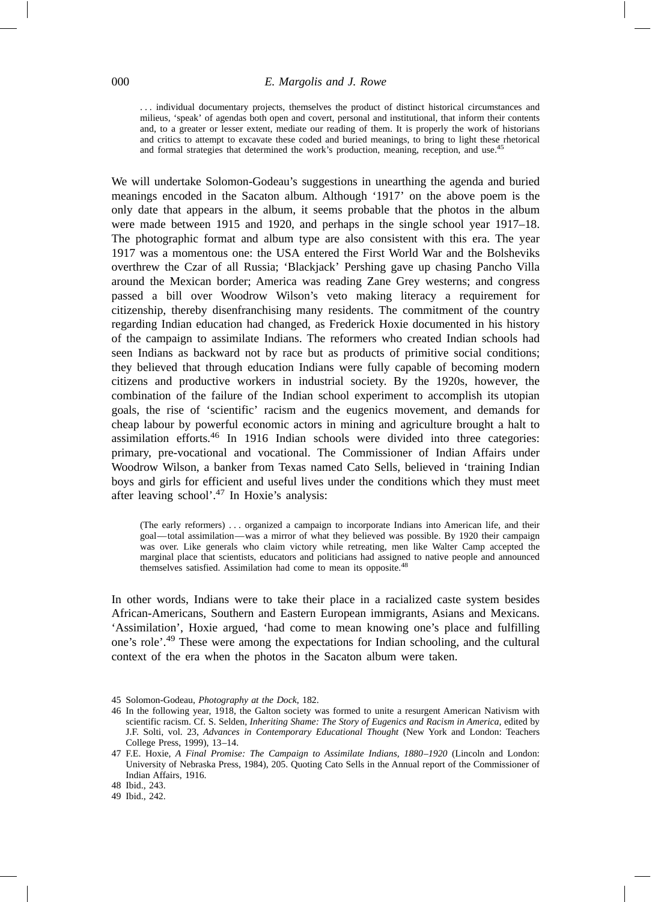> . . . individual documentary projects, themselves the product of distinct historical circumstances and milieus, 'speak' of agendas both open and covert, personal and institutional, that inform their contents and, to a greater or lesser extent, mediate our reading of them. It is properly the work of historians and critics to attempt to excavate these coded and buried meanings, to bring to light these rhetorical and formal strategies that determined the work's production, meaning, reception, and use.[45]

We will undertake Solomon-Godeau's suggestions in unearthing the agenda and buried meanings encoded in the Sacaton album. Although '1917' on the above poem is the only date that appears in the album, it seems probable that the photos in the album were made between 1915 and 1920, and perhaps in the single school year 1917–18. The photographic format and album type are also consistent with this era. The year 1917 was a momentous one: the USA entered the First World War and the Bolsheviks overthrew the Czar of all Russia; 'Blackjack' Pershing gave up chasing Pancho Villa around the Mexican border; America was reading Zane Grey westerns; and congress passed a bill over Woodrow Wilson's veto making literacy a requirement for citizenship, thereby disenfranchising many residents. The commitment of the country regarding Indian education had changed, as Frederick Hoxie documented in his history of the campaign to assimilate Indians. The reformers who created Indian schools had seen Indians as backward not by race but as products of primitive social conditions; they believed that through education Indians were fully capable of becoming modern citizens and productive workers in industrial society. By the 1920s, however, the combination of the failure of the Indian school experiment to accomplish its utopian goals, the rise of 'scientific' racism and the eugenics movement, and demands for cheap labour by powerful economic actors in mining and agriculture brought a halt to assimilation efforts.[46] In 1916 Indian schools were divided into three categories: primary, pre-vocational and vocational. The Commissioner of Indian Affairs under Woodrow Wilson, a banker from Texas named Cato Sells, believed in 'training Indian boys and girls for efficient and useful lives under the conditions which they must meet after leaving school'.[47] In Hoxie's analysis:

> (The early reformers) . . . organized a campaign to incorporate Indians into American life, and their goal—total assimilation—was a mirror of what they believed was possible. By 1920 their campaign was over. Like generals who claim victory while retreating, men like Walter Camp accepted the marginal place that scientists, educators and politicians had assigned to native people and announced themselves satisfied. Assimilation had come to mean its opposite.[48]

In other words, Indians were to take their place in a racialized caste system besides African-Americans, Southern and Eastern European immigrants, Asians and Mexicans. 'Assimilation', Hoxie argued, 'had come to mean knowing one's place and fulfilling one's role'.[49] These were among the expectations for Indian schooling, and the cultural context of the era when the photos in the Sacaton album were taken.

---

45 Solomon-Godeau, *Photography at the Dock*, 182.

46 In the following year, 1918, the Galton society was formed to unite a resurgent American Nativism with scientific racism. Cf. S. Selden, *Inheriting Shame: The Story of Eugenics and Racism in America*, edited by J.F. Solti, vol. 23, *Advances in Contemporary Educational Thought* (New York and London: Teachers College Press, 1999), 13–14.

47 F.E. Hoxie, *A Final Promise: The Campaign to Assimilate Indians, 1880–1920* (Lincoln and London: University of Nebraska Press, 1984), 205. Quoting Cato Sells in the Annual report of the Commissioner of Indian Affairs, 1916.

48 Ibid., 243.

49 Ibid., 242.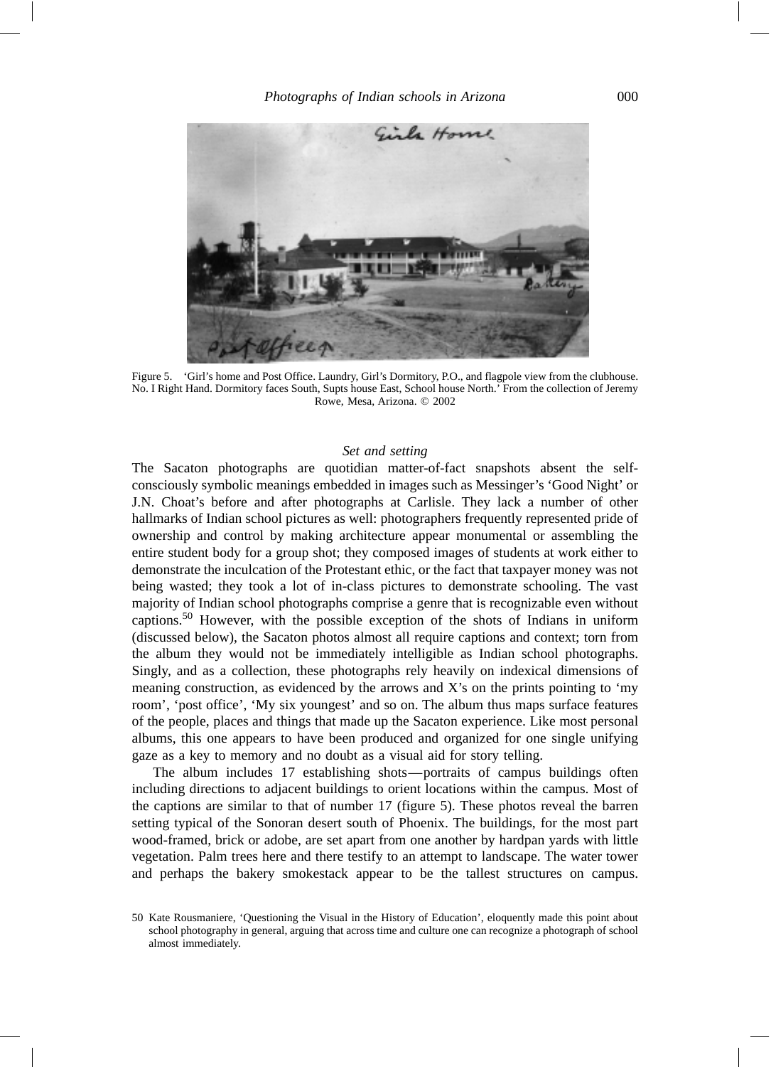Figure 5. 'Girl's home and Post Office. Laundry, Girl's Dormitory, P.O., and flagpole view from the clubhouse. No. I Right Hand. Dormitory faces South, Supts house East, School house North.' From the collection of Jeremy Rowe, Mesa, Arizona. © 2002

### *Set and setting*

The Sacaton photographs are quotidian matter-of-fact snapshots absent the self-consciously symbolic meanings embedded in images such as Messinger's 'Good Night' or J.N. Choat's before and after photographs at Carlisle. They lack a number of other hallmarks of Indian school pictures as well: photographers frequently represented pride of ownership and control by making architecture appear monumental or assembling the entire student body for a group shot; they composed images of students at work either to demonstrate the inculcation of the Protestant ethic, or the fact that taxpayer money was not being wasted; they took a lot of in-class pictures to demonstrate schooling. The vast majority of Indian school photographs comprise a genre that is recognizable even without captions.[50] However, with the possible exception of the shots of Indians in uniform (discussed below), the Sacaton photos almost all require captions and context; torn from the album they would not be immediately intelligible as Indian school photographs. Singly, and as a collection, these photographs rely heavily on indexical dimensions of meaning construction, as evidenced by the arrows and X's on the prints pointing to 'my room', 'post office', 'My six youngest' and so on. The album thus maps surface features of the people, places and things that made up the Sacaton experience. Like most personal albums, this one appears to have been produced and organized for one single unifying gaze as a key to memory and no doubt as a visual aid for story telling.

The album includes 17 establishing shots—portraits of campus buildings often including directions to adjacent buildings to orient locations within the campus. Most of the captions are similar to that of number 17 (figure 5). These photos reveal the barren setting typical of the Sonoran desert south of Phoenix. The buildings, for the most part wood-framed, brick or adobe, are set apart from one another by hardpan yards with little vegetation. Palm trees here and there testify to an attempt to landscape. The water tower and perhaps the bakery smokestack appear to be the tallest structures on campus.

50 Kate Rousmaniere, 'Questioning the Visual in the History of Education', eloquently made this point about school photography in general, arguing that across time and culture one can recognize a photograph of school almost immediately.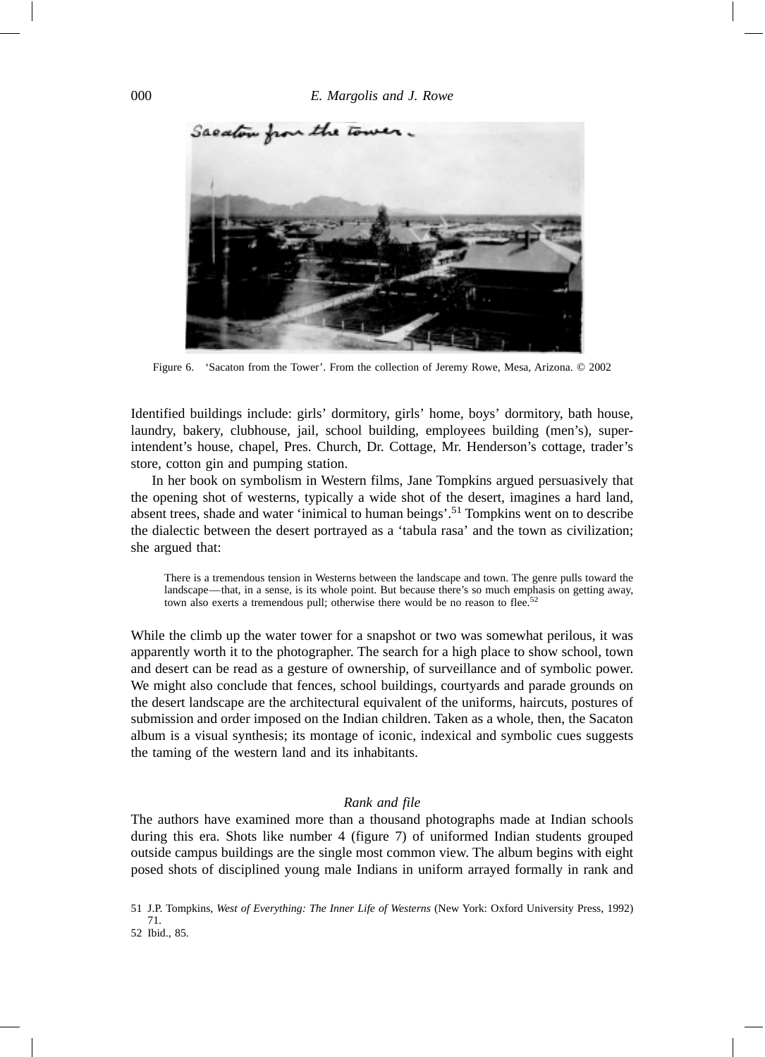Figure 6. 'Sacaton from the Tower'. From the collection of Jeremy Rowe, Mesa, Arizona. © 2002

Identified buildings include: girls' dormitory, girls' home, boys' dormitory, bath house, laundry, bakery, clubhouse, jail, school building, employees building (men's), superintendent's house, chapel, Pres. Church, Dr. Cottage, Mr. Henderson's cottage, trader's store, cotton gin and pumping station.

In her book on symbolism in Western films, Jane Tompkins argued persuasively that the opening shot of westerns, typically a wide shot of the desert, imagines a hard land, absent trees, shade and water 'inimical to human beings'.[51] Tompkins went on to describe the dialectic between the desert portrayed as a 'tabula rasa' and the town as civilization; she argued that:

> There is a tremendous tension in Westerns between the landscape and town. The genre pulls toward the landscape—that, in a sense, is its whole point. But because there's so much emphasis on getting away, town also exerts a tremendous pull; otherwise there would be no reason to flee.[52]

While the climb up the water tower for a snapshot or two was somewhat perilous, it was apparently worth it to the photographer. The search for a high place to show school, town and desert can be read as a gesture of ownership, of surveillance and of symbolic power. We might also conclude that fences, school buildings, courtyards and parade grounds on the desert landscape are the architectural equivalent of the uniforms, haircuts, postures of submission and order imposed on the Indian children. Taken as a whole, then, the Sacaton album is a visual synthesis; its montage of iconic, indexical and symbolic cues suggests the taming of the western land and its inhabitants.

### *Rank and file*

The authors have examined more than a thousand photographs made at Indian schools during this era. Shots like number 4 (figure 7) of uniformed Indian students grouped outside campus buildings are the single most common view. The album begins with eight posed shots of disciplined young male Indians in uniform arrayed formally in rank and

51 J.P. Tompkins, *West of Everything: The Inner Life of Westerns* (New York: Oxford University Press, 1992) 71.

52 Ibid., 85.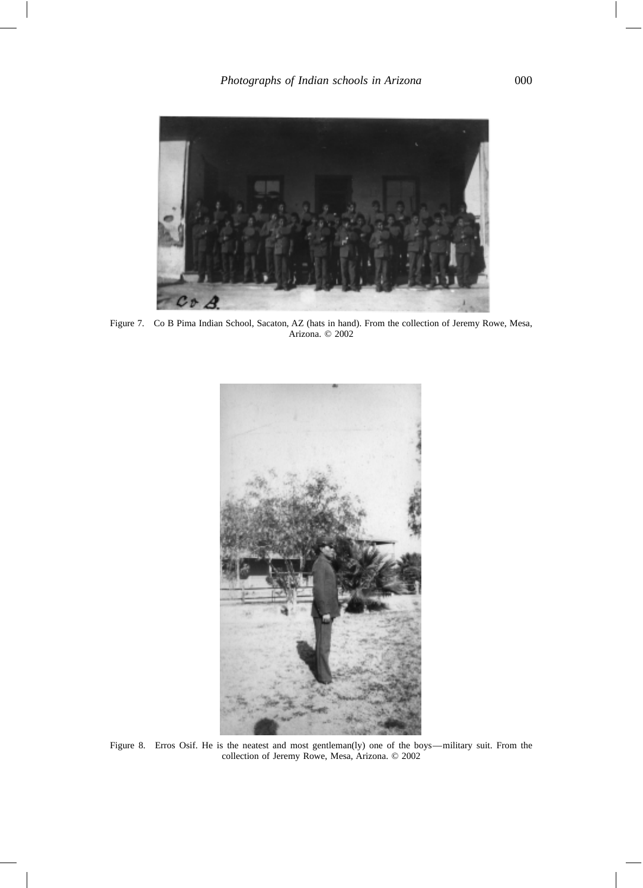Figure 7. Co B Pima Indian School, Sacaton, AZ (hats in hand). From the collection of Jeremy Rowe, Mesa, Arizona. © 2002

Figure 8. Erros Osif. He is the neatest and most gentleman(ly) one of the boys—military suit. From the collection of Jeremy Rowe, Mesa, Arizona. © 2002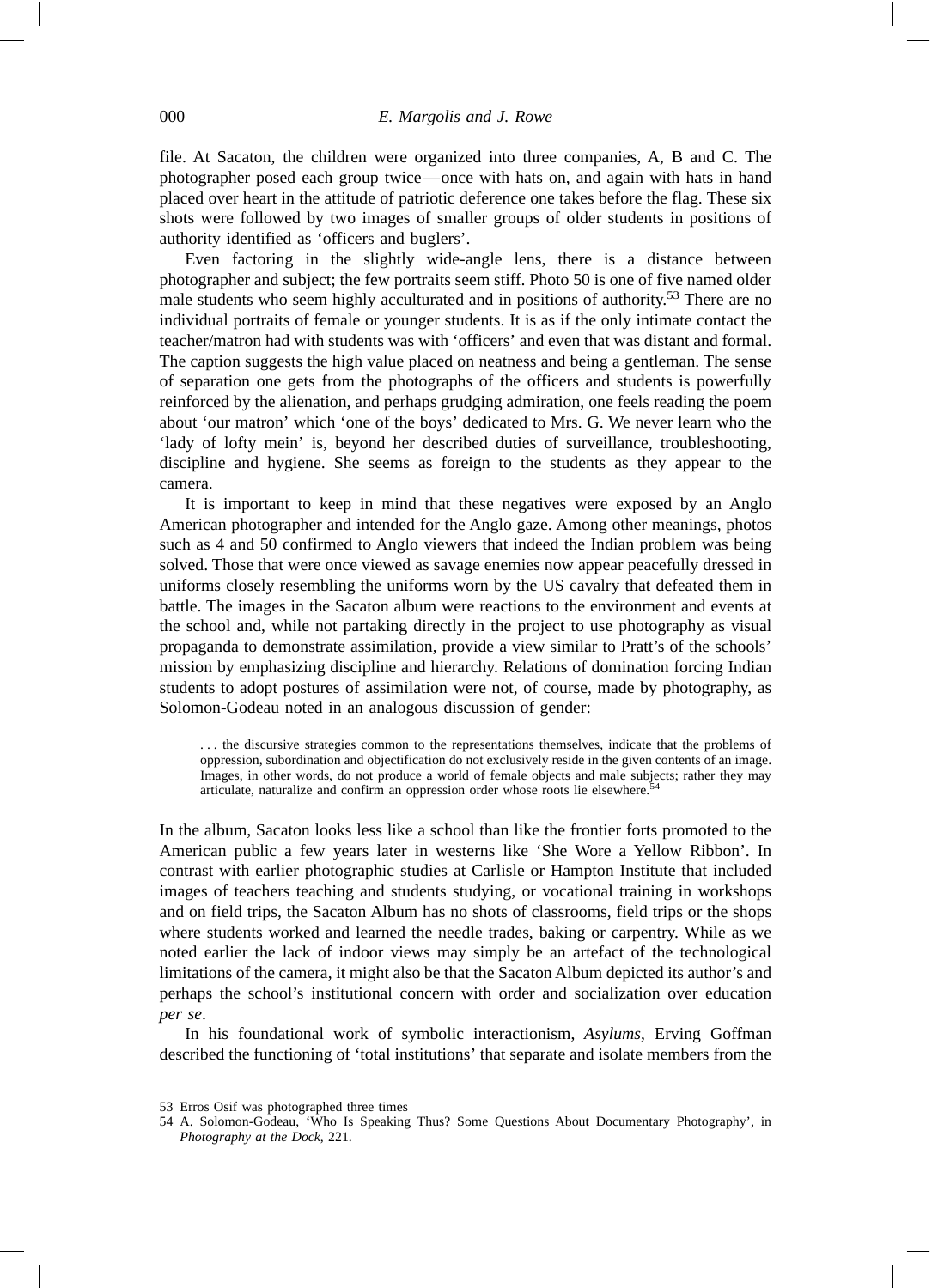file. At Sacaton, the children were organized into three companies, A, B and C. The photographer posed each group twice—once with hats on, and again with hats in hand placed over heart in the attitude of patriotic deference one takes before the flag. These six shots were followed by two images of smaller groups of older students in positions of authority identified as 'officers and buglers'.

Even factoring in the slightly wide-angle lens, there is a distance between photographer and subject; the few portraits seem stiff. Photo 50 is one of five named older male students who seem highly acculturated and in positions of authority.[53] There are no individual portraits of female or younger students. It is as if the only intimate contact the teacher/matron had with students was with 'officers' and even that was distant and formal. The caption suggests the high value placed on neatness and being a gentleman. The sense of separation one gets from the photographs of the officers and students is powerfully reinforced by the alienation, and perhaps grudging admiration, one feels reading the poem about 'our matron' which 'one of the boys' dedicated to Mrs. G. We never learn who the 'lady of lofty mein' is, beyond her described duties of surveillance, troubleshooting, discipline and hygiene. She seems as foreign to the students as they appear to the camera.

It is important to keep in mind that these negatives were exposed by an Anglo American photographer and intended for the Anglo gaze. Among other meanings, photos such as 4 and 50 confirmed to Anglo viewers that indeed the Indian problem was being solved. Those that were once viewed as savage enemies now appear peacefully dressed in uniforms closely resembling the uniforms worn by the US cavalry that defeated them in battle. The images in the Sacaton album were reactions to the environment and events at the school and, while not partaking directly in the project to use photography as visual propaganda to demonstrate assimilation, provide a view similar to Pratt's of the schools' mission by emphasizing discipline and hierarchy. Relations of domination forcing Indian students to adopt postures of assimilation were not, of course, made by photography, as Solomon-Godeau noted in an analogous discussion of gender:

> . . . the discursive strategies common to the representations themselves, indicate that the problems of oppression, subordination and objectification do not exclusively reside in the given contents of an image. Images, in other words, do not produce a world of female objects and male subjects; rather they may articulate, naturalize and confirm an oppression order whose roots lie elsewhere.[54]

In the album, Sacaton looks less like a school than like the frontier forts promoted to the American public a few years later in westerns like 'She Wore a Yellow Ribbon'. In contrast with earlier photographic studies at Carlisle or Hampton Institute that included images of teachers teaching and students studying, or vocational training in workshops and on field trips, the Sacaton Album has no shots of classrooms, field trips or the shops where students worked and learned the needle trades, baking or carpentry. While as we noted earlier the lack of indoor views may simply be an artefact of the technological limitations of the camera, it might also be that the Sacaton Album depicted its author's and perhaps the school's institutional concern with order and socialization over education *per se*.

In his foundational work of symbolic interactionism, *Asylums*, Erving Goffman described the functioning of 'total institutions' that separate and isolate members from the

53 Erros Osif was photographed three times

54 A. Solomon-Godeau, 'Who Is Speaking Thus? Some Questions About Documentary Photography', in *Photography at the Dock*, 221.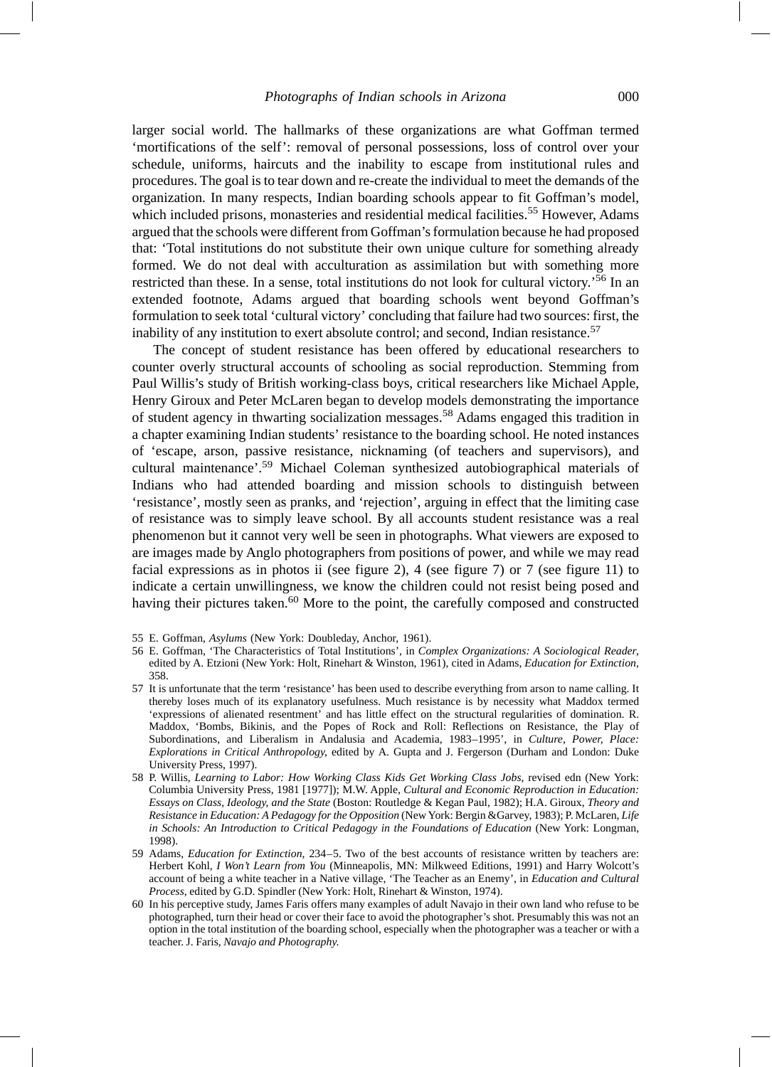larger social world. The hallmarks of these organizations are what Goffman termed 'mortifications of the self': removal of personal possessions, loss of control over your schedule, uniforms, haircuts and the inability to escape from institutional rules and procedures. The goal is to tear down and re-create the individual to meet the demands of the organization. In many respects, Indian boarding schools appear to fit Goffman's model, which included prisons, monasteries and residential medical facilities.[55] However, Adams argued that the schools were different from Goffman's formulation because he had proposed that: 'Total institutions do not substitute their own unique culture for something already formed. We do not deal with acculturation as assimilation but with something more restricted than these. In a sense, total institutions do not look for cultural victory.'[56] In an extended footnote, Adams argued that boarding schools went beyond Goffman's formulation to seek total 'cultural victory' concluding that failure had two sources: first, the inability of any institution to exert absolute control; and second, Indian resistance.[57]

The concept of student resistance has been offered by educational researchers to counter overly structural accounts of schooling as social reproduction. Stemming from Paul Willis's study of British working-class boys, critical researchers like Michael Apple, Henry Giroux and Peter McLaren began to develop models demonstrating the importance of student agency in thwarting socialization messages.[58] Adams engaged this tradition in a chapter examining Indian students' resistance to the boarding school. He noted instances of 'escape, arson, passive resistance, nicknaming (of teachers and supervisors), and cultural maintenance'.[59] Michael Coleman synthesized autobiographical materials of Indians who had attended boarding and mission schools to distinguish between 'resistance', mostly seen as pranks, and 'rejection', arguing in effect that the limiting case of resistance was to simply leave school. By all accounts student resistance was a real phenomenon but it cannot very well be seen in photographs. What viewers are exposed to are images made by Anglo photographers from positions of power, and while we may read facial expressions as in photos ii (see figure 2), 4 (see figure 7) or 7 (see figure 11) to indicate a certain unwillingness, we know the children could not resist being posed and having their pictures taken.[60] More to the point, the carefully composed and constructed

55 E. Goffman, *Asylums* (New York: Doubleday, Anchor, 1961).

56 E. Goffman, 'The Characteristics of Total Institutions', in *Complex Organizations: A Sociological Reader*, edited by A. Etzioni (New York: Holt, Rinehart & Winston, 1961), cited in Adams, *Education for Extinction*, 358.

57 It is unfortunate that the term 'resistance' has been used to describe everything from arson to name calling. It thereby loses much of its explanatory usefulness. Much resistance is by necessity what Maddox termed 'expressions of alienated resentment' and has little effect on the structural regularities of domination. R. Maddox, 'Bombs, Bikinis, and the Popes of Rock and Roll: Reflections on Resistance, the Play of Subordinations, and Liberalism in Andalusia and Academia, 1983–1995', in *Culture, Power, Place: Explorations in Critical Anthropology*, edited by A. Gupta and J. Fergerson (Durham and London: Duke University Press, 1997).

58 P. Willis, *Learning to Labor: How Working Class Kids Get Working Class Jobs*, revised edn (New York: Columbia University Press, 1981 [1977]); M.W. Apple, *Cultural and Economic Reproduction in Education: Essays on Class, Ideology, and the State* (Boston: Routledge & Kegan Paul, 1982); H.A. Giroux, *Theory and Resistance in Education: A Pedagogy for the Opposition* (New York: Bergin &Garvey, 1983); P. McLaren, *Life in Schools: An Introduction to Critical Pedagogy in the Foundations of Education* (New York: Longman, 1998).

59 Adams, *Education for Extinction*, 234–5. Two of the best accounts of resistance written by teachers are: Herbert Kohl, *I Won't Learn from You* (Minneapolis, MN: Milkweed Editions, 1991) and Harry Wolcott's account of being a white teacher in a Native village, 'The Teacher as an Enemy', in *Education and Cultural Process*, edited by G.D. Spindler (New York: Holt, Rinehart & Winston, 1974).

60 In his perceptive study, James Faris offers many examples of adult Navajo in their own land who refuse to be photographed, turn their head or cover their face to avoid the photographer's shot. Presumably this was not an option in the total institution of the boarding school, especially when the photographer was a teacher or with a teacher. J. Faris, *Navajo and Photography.*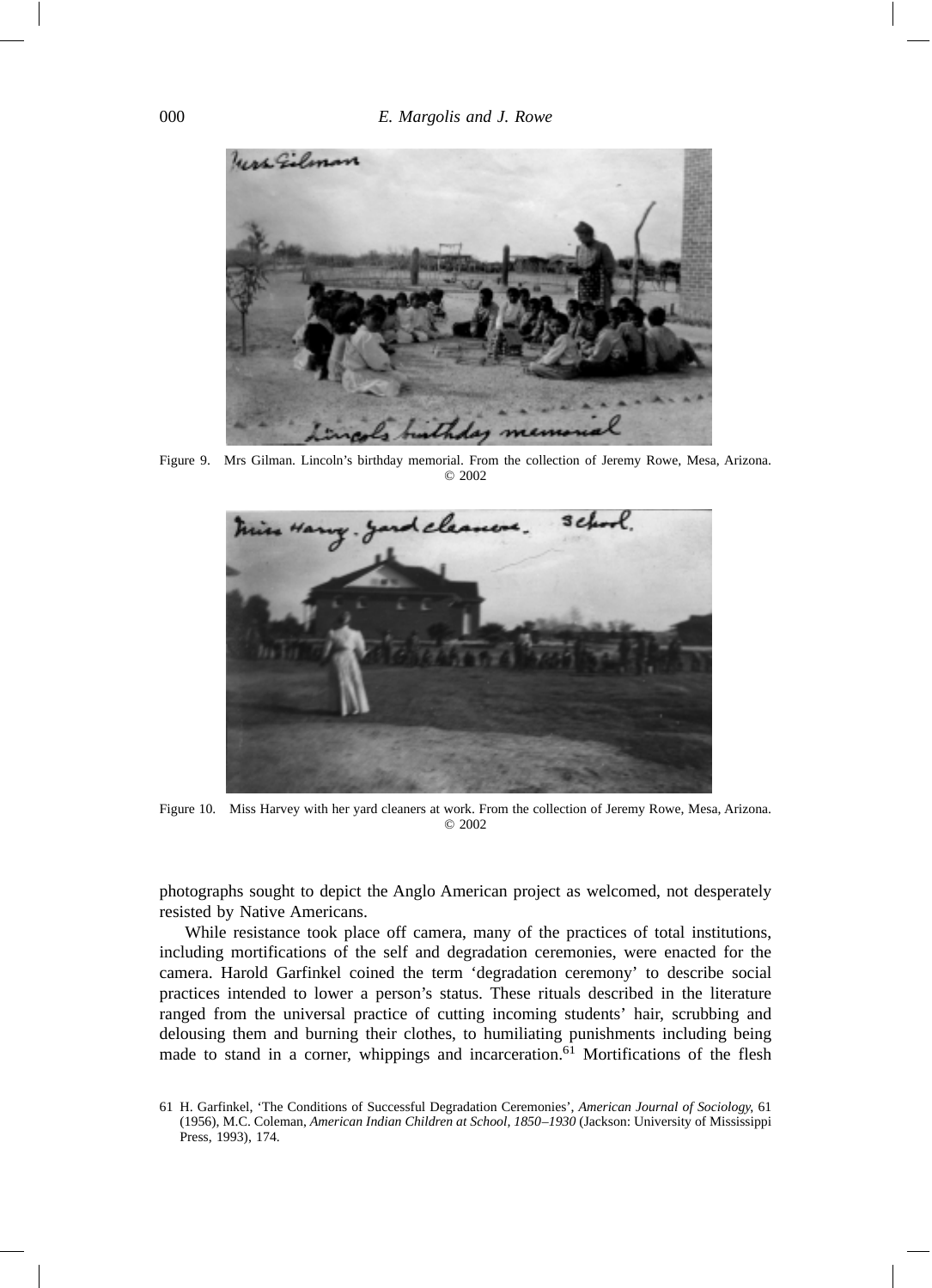Figure 9. Mrs Gilman. Lincoln's birthday memorial. From the collection of Jeremy Rowe, Mesa, Arizona. © 2002

Figure 10. Miss Harvey with her yard cleaners at work. From the collection of Jeremy Rowe, Mesa, Arizona. © 2002

photographs sought to depict the Anglo American project as welcomed, not desperately resisted by Native Americans.

While resistance took place off camera, many of the practices of total institutions, including mortifications of the self and degradation ceremonies, were enacted for the camera. Harold Garfinkel coined the term 'degradation ceremony' to describe social practices intended to lower a person's status. These rituals described in the literature ranged from the universal practice of cutting incoming students' hair, scrubbing and delousing them and burning their clothes, to humiliating punishments including being made to stand in a corner, whippings and incarceration.[61] Mortifications of the flesh

61 H. Garfinkel, 'The Conditions of Successful Degradation Ceremonies', *American Journal of Sociology*, 61 (1956), M.C. Coleman, *American Indian Children at School, 1850–1930* (Jackson: University of Mississippi Press, 1993), 174.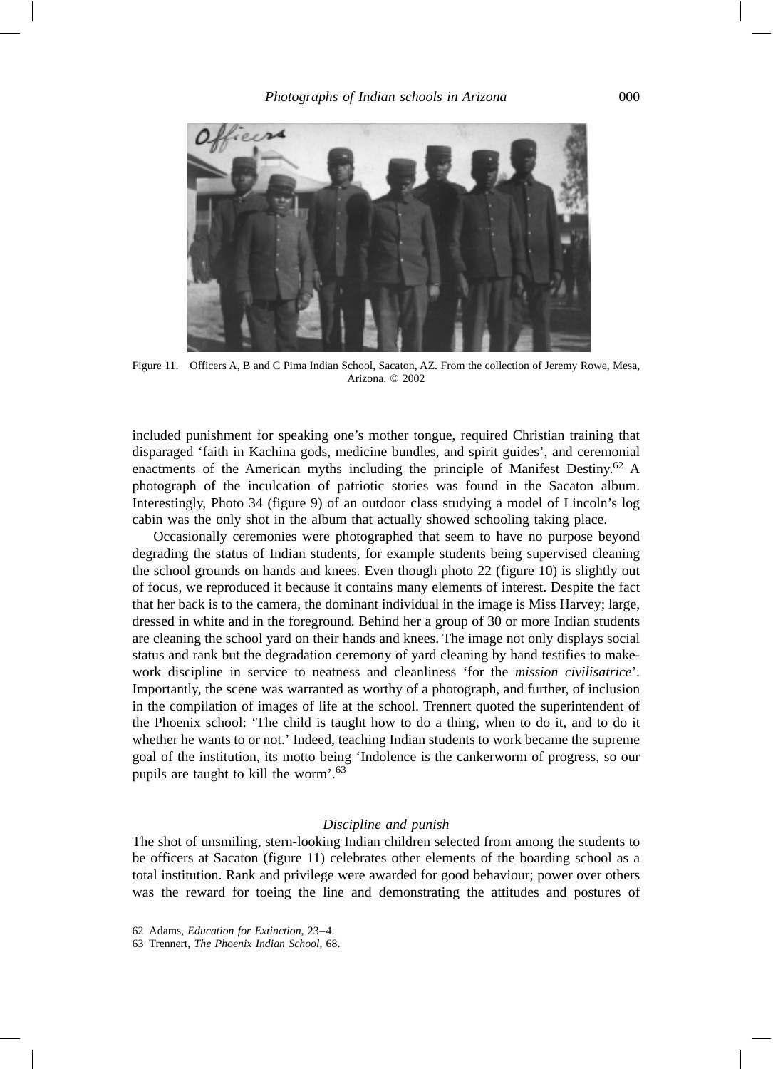Figure 11. Officers A, B and C Pima Indian School, Sacaton, AZ. From the collection of Jeremy Rowe, Mesa, Arizona. © 2002

included punishment for speaking one's mother tongue, required Christian training that disparaged 'faith in Kachina gods, medicine bundles, and spirit guides', and ceremonial enactments of the American myths including the principle of Manifest Destiny.[62] A photograph of the inculcation of patriotic stories was found in the Sacaton album. Interestingly, Photo 34 (figure 9) of an outdoor class studying a model of Lincoln's log cabin was the only shot in the album that actually showed schooling taking place.

Occasionally ceremonies were photographed that seem to have no purpose beyond degrading the status of Indian students, for example students being supervised cleaning the school grounds on hands and knees. Even though photo 22 (figure 10) is slightly out of focus, we reproduced it because it contains many elements of interest. Despite the fact that her back is to the camera, the dominant individual in the image is Miss Harvey; large, dressed in white and in the foreground. Behind her a group of 30 or more Indian students are cleaning the school yard on their hands and knees. The image not only displays social status and rank but the degradation ceremony of yard cleaning by hand testifies to make-work discipline in service to neatness and cleanliness 'for the *mission civilisatrice*'. Importantly, the scene was warranted as worthy of a photograph, and further, of inclusion in the compilation of images of life at the school. Trennert quoted the superintendent of the Phoenix school: 'The child is taught how to do a thing, when to do it, and to do it whether he wants to or not.' Indeed, teaching Indian students to work became the supreme goal of the institution, its motto being 'Indolence is the cankerworm of progress, so our pupils are taught to kill the worm'.[63]

### *Discipline and punish*

The shot of unsmiling, stern-looking Indian children selected from among the students to be officers at Sacaton (figure 11) celebrates other elements of the boarding school as a total institution. Rank and privilege were awarded for good behaviour; power over others was the reward for toeing the line and demonstrating the attitudes and postures of

62 Adams, *Education for Extinction*, 23–4.
63 Trennert, *The Phoenix Indian School*, 68.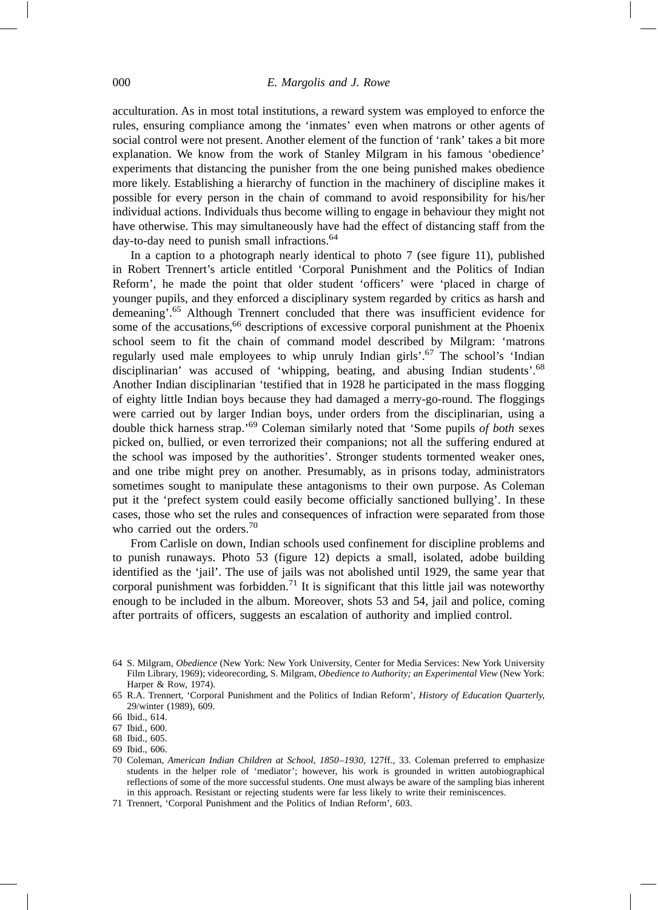acculturation. As in most total institutions, a reward system was employed to enforce the rules, ensuring compliance among the 'inmates' even when matrons or other agents of social control were not present. Another element of the function of 'rank' takes a bit more explanation. We know from the work of Stanley Milgram in his famous 'obedience' experiments that distancing the punisher from the one being punished makes obedience more likely. Establishing a hierarchy of function in the machinery of discipline makes it possible for every person in the chain of command to avoid responsibility for his/her individual actions. Individuals thus become willing to engage in behaviour they might not have otherwise. This may simultaneously have had the effect of distancing staff from the day-to-day need to punish small infractions.[64]

In a caption to a photograph nearly identical to photo 7 (see figure 11), published in Robert Trennert's article entitled 'Corporal Punishment and the Politics of Indian Reform', he made the point that older student 'officers' were 'placed in charge of younger pupils, and they enforced a disciplinary system regarded by critics as harsh and demeaning'.[65] Although Trennert concluded that there was insufficient evidence for some of the accusations,[66] descriptions of excessive corporal punishment at the Phoenix school seem to fit the chain of command model described by Milgram: 'matrons regularly used male employees to whip unruly Indian girls'.[67] The school's 'Indian disciplinarian' was accused of 'whipping, beating, and abusing Indian students'.[68] Another Indian disciplinarian 'testified that in 1928 he participated in the mass flogging of eighty little Indian boys because they had damaged a merry-go-round. The floggings were carried out by larger Indian boys, under orders from the disciplinarian, using a double thick harness strap.'[69] Coleman similarly noted that 'Some pupils *of both* sexes picked on, bullied, or even terrorized their companions; not all the suffering endured at the school was imposed by the authorities'. Stronger students tormented weaker ones, and one tribe might prey on another. Presumably, as in prisons today, administrators sometimes sought to manipulate these antagonisms to their own purpose. As Coleman put it the 'prefect system could easily become officially sanctioned bullying'. In these cases, those who set the rules and consequences of infraction were separated from those who carried out the orders.[70]

From Carlisle on down, Indian schools used confinement for discipline problems and to punish runaways. Photo 53 (figure 12) depicts a small, isolated, adobe building identified as the 'jail'. The use of jails was not abolished until 1929, the same year that corporal punishment was forbidden.[71] It is significant that this little jail was noteworthy enough to be included in the album. Moreover, shots 53 and 54, jail and police, coming after portraits of officers, suggests an escalation of authority and implied control.

---

64 S. Milgram, *Obedience* (New York: New York University, Center for Media Services: New York University Film Library, 1969); videorecording, S. Milgram, *Obedience to Authority; an Experimental View* (New York: Harper & Row, 1974).

65 R.A. Trennert, 'Corporal Punishment and the Politics of Indian Reform', *History of Education Quarterly*, 29/winter (1989), 609.

66 Ibid., 614.

67 Ibid., 600.

68 Ibid., 605.

69 Ibid., 606.

70 Coleman, *American Indian Children at School, 1850–1930*, 127ff., 33. Coleman preferred to emphasize students in the helper role of 'mediator'; however, his work is grounded in written autobiographical reflections of some of the more successful students. One must always be aware of the sampling bias inherent in this approach. Resistant or rejecting students were far less likely to write their reminiscences.

71 Trennert, 'Corporal Punishment and the Politics of Indian Reform', 603.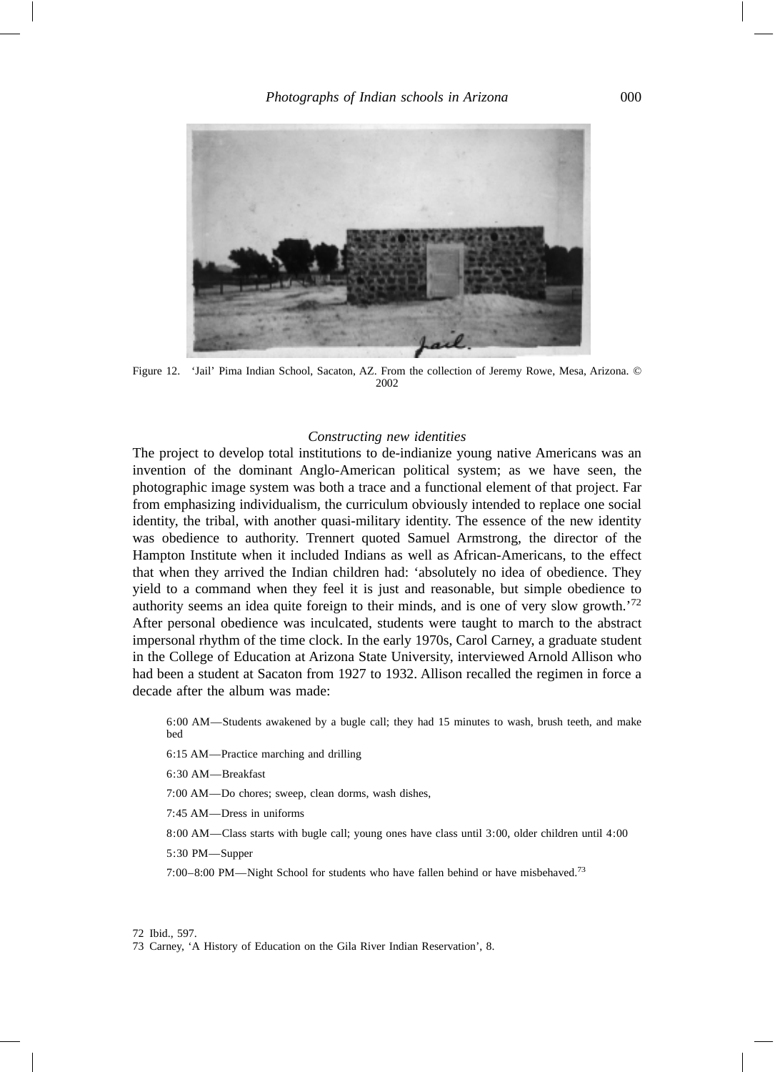Figure 12. 'Jail' Pima Indian School, Sacaton, AZ. From the collection of Jeremy Rowe, Mesa, Arizona. © 2002

### *Constructing new identities*

The project to develop total institutions to de-indianize young native Americans was an invention of the dominant Anglo-American political system; as we have seen, the photographic image system was both a trace and a functional element of that project. Far from emphasizing individualism, the curriculum obviously intended to replace one social identity, the tribal, with another quasi-military identity. The essence of the new identity was obedience to authority. Trennert quoted Samuel Armstrong, the director of the Hampton Institute when it included Indians as well as African-Americans, to the effect that when they arrived the Indian children had: 'absolutely no idea of obedience. They yield to a command when they feel it is just and reasonable, but simple obedience to authority seems an idea quite foreign to their minds, and is one of very slow growth.'[72] After personal obedience was inculcated, students were taught to march to the abstract impersonal rhythm of the time clock. In the early 1970s, Carol Carney, a graduate student in the College of Education at Arizona State University, interviewed Arnold Allison who had been a student at Sacaton from 1927 to 1932. Allison recalled the regimen in force a decade after the album was made:

> 6:00 AM—Students awakened by a bugle call; they had 15 minutes to wash, brush teeth, and make bed
>
> 6:15 AM—Practice marching and drilling
>
> 6:30 AM—Breakfast
>
> 7:00 AM—Do chores; sweep, clean dorms, wash dishes,
>
> 7:45 AM—Dress in uniforms
>
> 8:00 AM—Class starts with bugle call; young ones have class until 3:00, older children until 4:00
>
> 5:30 PM—Supper
>
> 7:00–8:00 PM—Night School for students who have fallen behind or have misbehaved.[73]

72 Ibid., 597.

73 Carney, 'A History of Education on the Gila River Indian Reservation', 8.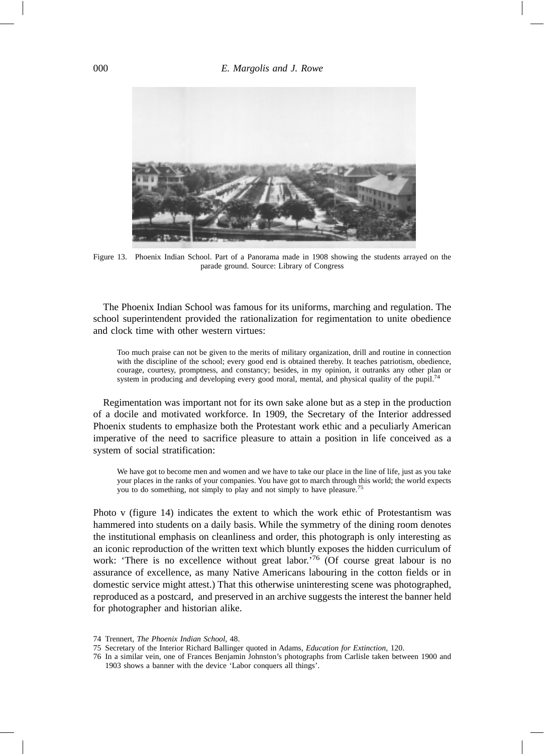Figure 13. Phoenix Indian School. Part of a Panorama made in 1908 showing the students arrayed on the parade ground. Source: Library of Congress

The Phoenix Indian School was famous for its uniforms, marching and regulation. The school superintendent provided the rationalization for regimentation to unite obedience and clock time with other western virtues:

> Too much praise can not be given to the merits of military organization, drill and routine in connection with the discipline of the school; every good end is obtained thereby. It teaches patriotism, obedience, courage, courtesy, promptness, and constancy; besides, in my opinion, it outranks any other plan or system in producing and developing every good moral, mental, and physical quality of the pupil.[74]

Regimentation was important not for its own sake alone but as a step in the production of a docile and motivated workforce. In 1909, the Secretary of the Interior addressed Phoenix students to emphasize both the Protestant work ethic and a peculiarly American imperative of the need to sacrifice pleasure to attain a position in life conceived as a system of social stratification:

> We have got to become men and women and we have to take our place in the line of life, just as you take your places in the ranks of your companies. You have got to march through this world; the world expects you to do something, not simply to play and not simply to have pleasure.[75]

Photo v (figure 14) indicates the extent to which the work ethic of Protestantism was hammered into students on a daily basis. While the symmetry of the dining room denotes the institutional emphasis on cleanliness and order, this photograph is only interesting as an iconic reproduction of the written text which bluntly exposes the hidden curriculum of work: 'There is no excellence without great labor.'[76] (Of course great labour is no assurance of excellence, as many Native Americans labouring in the cotton fields or in domestic service might attest.) That this otherwise uninteresting scene was photographed, reproduced as a postcard, and preserved in an archive suggests the interest the banner held for photographer and historian alike.

74 Trennert, *The Phoenix Indian School*, 48.

75 Secretary of the Interior Richard Ballinger quoted in Adams, *Education for Extinction*, 120.

76 In a similar vein, one of Frances Benjamin Johnston's photographs from Carlisle taken between 1900 and 1903 shows a banner with the device 'Labor conquers all things'.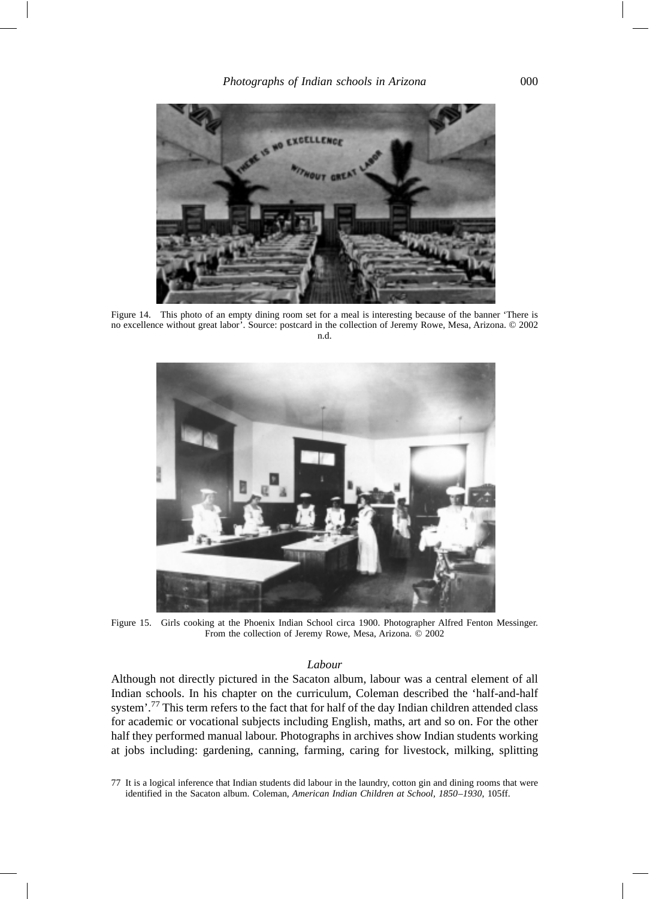Figure 14. This photo of an empty dining room set for a meal is interesting because of the banner 'There is no excellence without great labor'. Source: postcard in the collection of Jeremy Rowe, Mesa, Arizona. © 2002 n.d.

Figure 15. Girls cooking at the Phoenix Indian School circa 1900. Photographer Alfred Fenton Messinger. From the collection of Jeremy Rowe, Mesa, Arizona. © 2002

### *Labour*

Although not directly pictured in the Sacaton album, labour was a central element of all Indian schools. In his chapter on the curriculum, Coleman described the 'half-and-half system'.[77] This term refers to the fact that for half of the day Indian children attended class for academic or vocational subjects including English, maths, art and so on. For the other half they performed manual labour. Photographs in archives show Indian students working at jobs including: gardening, canning, farming, caring for livestock, milking, splitting

77 It is a logical inference that Indian students did labour in the laundry, cotton gin and dining rooms that were identified in the Sacaton album. Coleman, *American Indian Children at School, 1850–1930*, 105ff.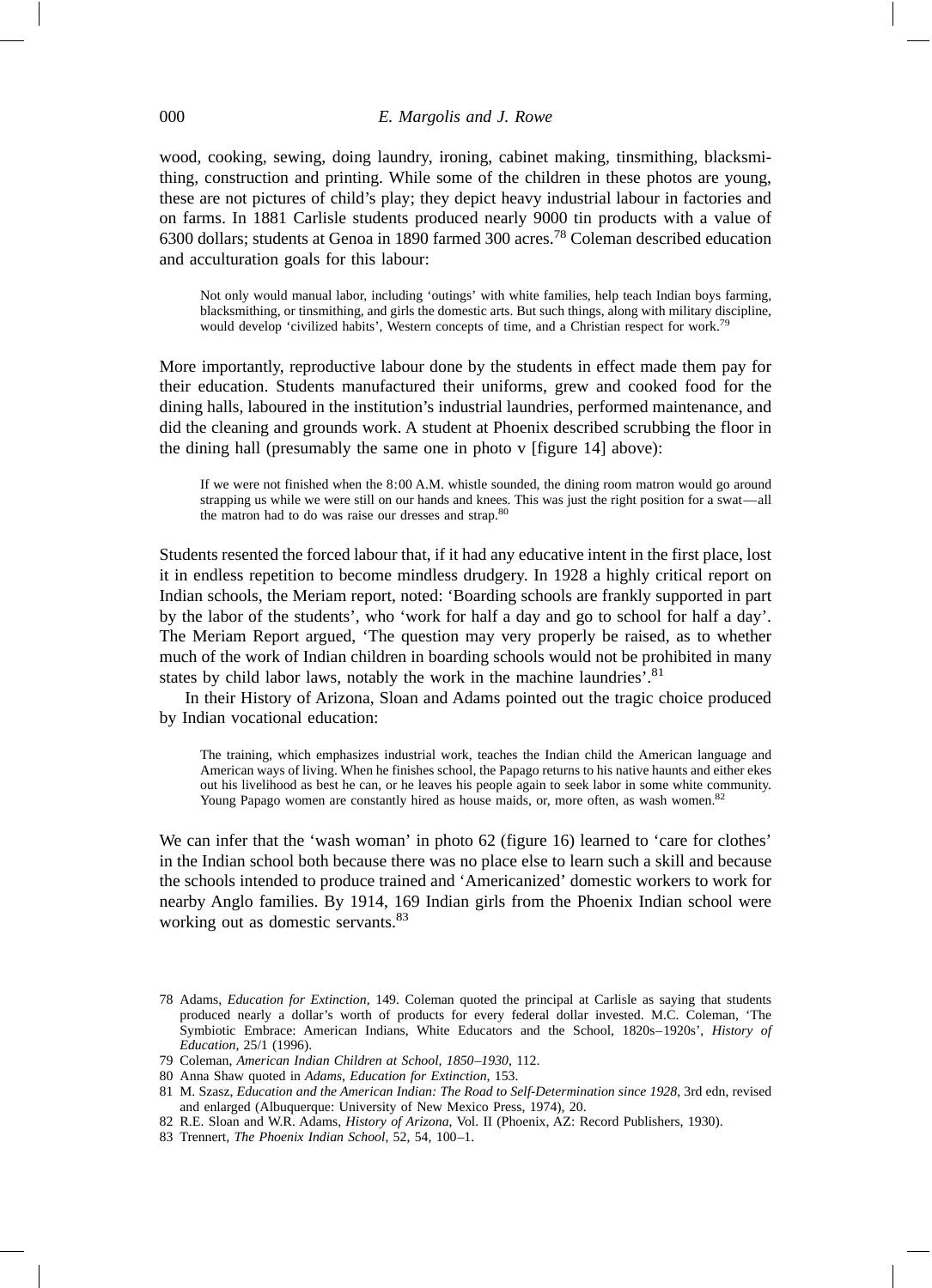wood, cooking, sewing, doing laundry, ironing, cabinet making, tinsmithing, blacksmithing, construction and printing. While some of the children in these photos are young, these are not pictures of child's play; they depict heavy industrial labour in factories and on farms. In 1881 Carlisle students produced nearly 9000 tin products with a value of 6300 dollars; students at Genoa in 1890 farmed 300 acres.[78] Coleman described education and acculturation goals for this labour:

> Not only would manual labor, including 'outings' with white families, help teach Indian boys farming, blacksmithing, or tinsmithing, and girls the domestic arts. But such things, along with military discipline, would develop 'civilized habits', Western concepts of time, and a Christian respect for work.[79]

More importantly, reproductive labour done by the students in effect made them pay for their education. Students manufactured their uniforms, grew and cooked food for the dining halls, laboured in the institution's industrial laundries, performed maintenance, and did the cleaning and grounds work. A student at Phoenix described scrubbing the floor in the dining hall (presumably the same one in photo v [figure 14] above):

> If we were not finished when the 8:00 A.M. whistle sounded, the dining room matron would go around strapping us while we were still on our hands and knees. This was just the right position for a swat—all the matron had to do was raise our dresses and strap.[80]

Students resented the forced labour that, if it had any educative intent in the first place, lost it in endless repetition to become mindless drudgery. In 1928 a highly critical report on Indian schools, the Meriam report, noted: 'Boarding schools are frankly supported in part by the labor of the students', who 'work for half a day and go to school for half a day'. The Meriam Report argued, 'The question may very properly be raised, as to whether much of the work of Indian children in boarding schools would not be prohibited in many states by child labor laws, notably the work in the machine laundries'.[81]

In their History of Arizona, Sloan and Adams pointed out the tragic choice produced by Indian vocational education:

> The training, which emphasizes industrial work, teaches the Indian child the American language and American ways of living. When he finishes school, the Papago returns to his native haunts and either ekes out his livelihood as best he can, or he leaves his people again to seek labor in some white community. Young Papago women are constantly hired as house maids, or, more often, as wash women.[82]

We can infer that the 'wash woman' in photo 62 (figure 16) learned to 'care for clothes' in the Indian school both because there was no place else to learn such a skill and because the schools intended to produce trained and 'Americanized' domestic workers to work for nearby Anglo families. By 1914, 169 Indian girls from the Phoenix Indian school were working out as domestic servants.[83]

---

78 Adams, *Education for Extinction*, 149. Coleman quoted the principal at Carlisle as saying that students produced nearly a dollar's worth of products for every federal dollar invested. M.C. Coleman, 'The Symbiotic Embrace: American Indians, White Educators and the School, 1820s–1920s', *History of Education*, 25/1 (1996).

79 Coleman, *American Indian Children at School, 1850–1930*, 112.

80 Anna Shaw quoted in *Adams, Education for Extinction*, 153.

81 M. Szasz, *Education and the American Indian: The Road to Self-Determination since 1928*, 3rd edn, revised and enlarged (Albuquerque: University of New Mexico Press, 1974), 20.

82 R.E. Sloan and W.R. Adams, *History of Arizona*, Vol. II (Phoenix, AZ: Record Publishers, 1930).

83 Trennert, *The Phoenix Indian School*, 52, 54, 100–1.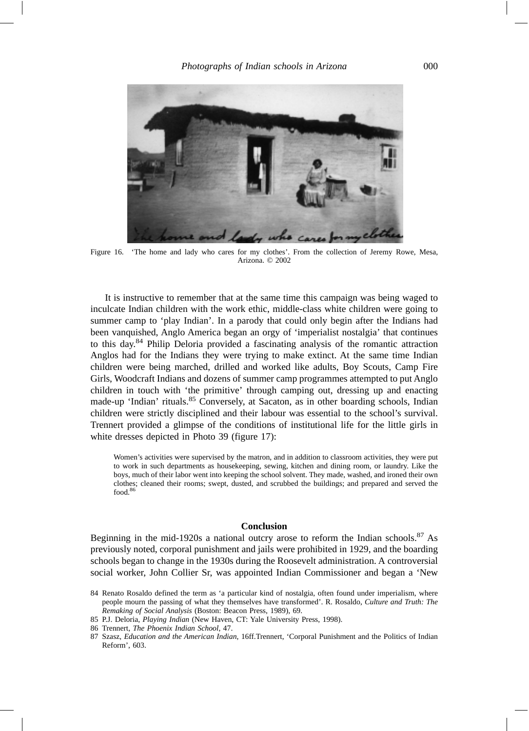Figure 16. 'The home and lady who cares for my clothes'. From the collection of Jeremy Rowe, Mesa, Arizona. © 2002

It is instructive to remember that at the same time this campaign was being waged to inculcate Indian children with the work ethic, middle-class white children were going to summer camp to 'play Indian'. In a parody that could only begin after the Indians had been vanquished, Anglo America began an orgy of 'imperialist nostalgia' that continues to this day.[84] Philip Deloria provided a fascinating analysis of the romantic attraction Anglos had for the Indians they were trying to make extinct. At the same time Indian children were being marched, drilled and worked like adults, Boy Scouts, Camp Fire Girls, Woodcraft Indians and dozens of summer camp programmes attempted to put Anglo children in touch with 'the primitive' through camping out, dressing up and enacting made-up 'Indian' rituals.[85] Conversely, at Sacaton, as in other boarding schools, Indian children were strictly disciplined and their labour was essential to the school's survival. Trennert provided a glimpse of the conditions of institutional life for the little girls in white dresses depicted in Photo 39 (figure 17):

> Women's activities were supervised by the matron, and in addition to classroom activities, they were put to work in such departments as housekeeping, sewing, kitchen and dining room, or laundry. Like the boys, much of their labor went into keeping the school solvent. They made, washed, and ironed their own clothes; cleaned their rooms; swept, dusted, and scrubbed the buildings; and prepared and served the food.[86]

## Conclusion

Beginning in the mid-1920s a national outcry arose to reform the Indian schools.[87] As previously noted, corporal punishment and jails were prohibited in 1929, and the boarding schools began to change in the 1930s during the Roosevelt administration. A controversial social worker, John Collier Sr, was appointed Indian Commissioner and began a 'New

84 Renato Rosaldo defined the term as 'a particular kind of nostalgia, often found under imperialism, where people mourn the passing of what they themselves have transformed'. R. Rosaldo, *Culture and Truth: The Remaking of Social Analysis* (Boston: Beacon Press, 1989), 69.

85 P.J. Deloria, *Playing Indian* (New Haven, CT: Yale University Press, 1998).

86 Trennert, *The Phoenix Indian School*, 47.

87 Szasz, *Education and the American Indian*, 16ff.Trennert, 'Corporal Punishment and the Politics of Indian Reform', 603.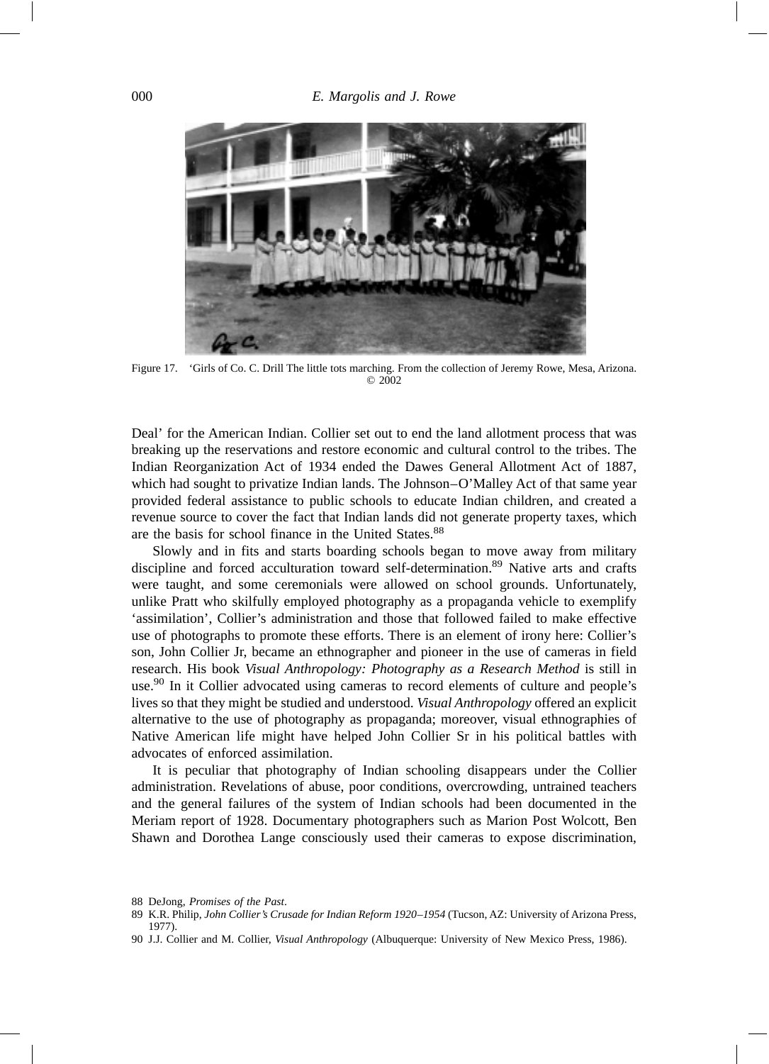Figure 17. 'Girls of Co. C. Drill The little tots marching. From the collection of Jeremy Rowe, Mesa, Arizona. © 2002

Deal' for the American Indian. Collier set out to end the land allotment process that was breaking up the reservations and restore economic and cultural control to the tribes. The Indian Reorganization Act of 1934 ended the Dawes General Allotment Act of 1887, which had sought to privatize Indian lands. The Johnson–O'Malley Act of that same year provided federal assistance to public schools to educate Indian children, and created a revenue source to cover the fact that Indian lands did not generate property taxes, which are the basis for school finance in the United States.[88]

Slowly and in fits and starts boarding schools began to move away from military discipline and forced acculturation toward self-determination.[89] Native arts and crafts were taught, and some ceremonials were allowed on school grounds. Unfortunately, unlike Pratt who skilfully employed photography as a propaganda vehicle to exemplify 'assimilation', Collier's administration and those that followed failed to make effective use of photographs to promote these efforts. There is an element of irony here: Collier's son, John Collier Jr, became an ethnographer and pioneer in the use of cameras in field research. His book *Visual Anthropology: Photography as a Research Method* is still in use.[90] In it Collier advocated using cameras to record elements of culture and people's lives so that they might be studied and understood. *Visual Anthropology* offered an explicit alternative to the use of photography as propaganda; moreover, visual ethnographies of Native American life might have helped John Collier Sr in his political battles with advocates of enforced assimilation.

It is peculiar that photography of Indian schooling disappears under the Collier administration. Revelations of abuse, poor conditions, overcrowding, untrained teachers and the general failures of the system of Indian schools had been documented in the Meriam report of 1928. Documentary photographers such as Marion Post Wolcott, Ben Shawn and Dorothea Lange consciously used their cameras to expose discrimination,

88 DeJong, *Promises of the Past*.

89 K.R. Philip, *John Collier's Crusade for Indian Reform 1920–1954* (Tucson, AZ: University of Arizona Press, 1977).

90 J.J. Collier and M. Collier, *Visual Anthropology* (Albuquerque: University of New Mexico Press, 1986).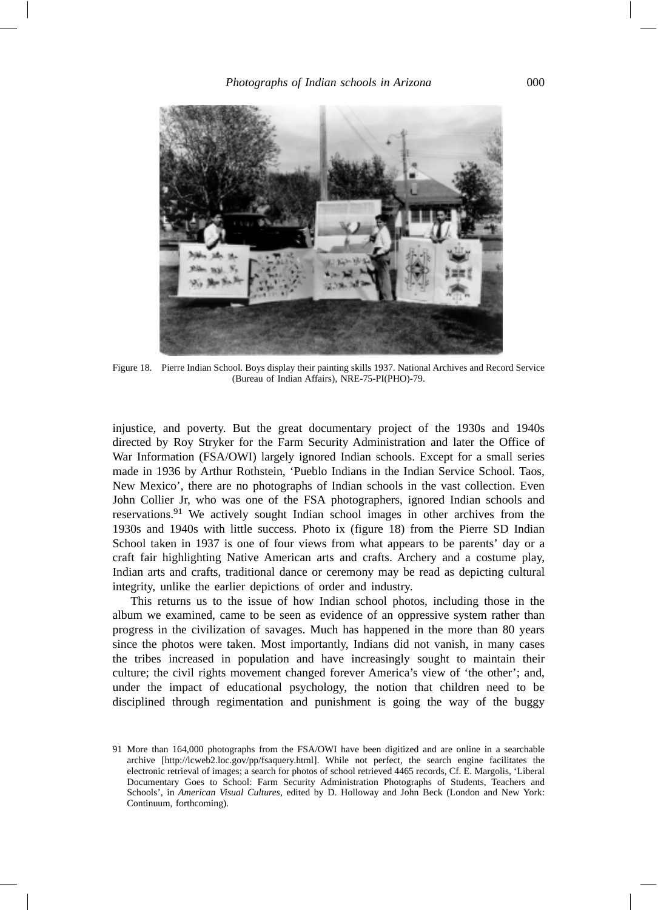Figure 18. Pierre Indian School. Boys display their painting skills 1937. National Archives and Record Service (Bureau of Indian Affairs), NRE-75-PI(PHO)-79.

injustice, and poverty. But the great documentary project of the 1930s and 1940s directed by Roy Stryker for the Farm Security Administration and later the Office of War Information (FSA/OWI) largely ignored Indian schools. Except for a small series made in 1936 by Arthur Rothstein, 'Pueblo Indians in the Indian Service School. Taos, New Mexico', there are no photographs of Indian schools in the vast collection. Even John Collier Jr, who was one of the FSA photographers, ignored Indian schools and reservations.[91] We actively sought Indian school images in other archives from the 1930s and 1940s with little success. Photo ix (figure 18) from the Pierre SD Indian School taken in 1937 is one of four views from what appears to be parents' day or a craft fair highlighting Native American arts and crafts. Archery and a costume play, Indian arts and crafts, traditional dance or ceremony may be read as depicting cultural integrity, unlike the earlier depictions of order and industry.

This returns us to the issue of how Indian school photos, including those in the album we examined, came to be seen as evidence of an oppressive system rather than progress in the civilization of savages. Much has happened in the more than 80 years since the photos were taken. Most importantly, Indians did not vanish, in many cases the tribes increased in population and have increasingly sought to maintain their culture; the civil rights movement changed forever America's view of 'the other'; and, under the impact of educational psychology, the notion that children need to be disciplined through regimentation and punishment is going the way of the buggy

91 More than 164,000 photographs from the FSA/OWI have been digitized and are online in a searchable archive [http://lcweb2.loc.gov/pp/fsaquery.html]. While not perfect, the search engine facilitates the electronic retrieval of images; a search for photos of school retrieved 4465 records, Cf. E. Margolis, 'Liberal Documentary Goes to School: Farm Security Administration Photographs of Students, Teachers and Schools', in *American Visual Cultures*, edited by D. Holloway and John Beck (London and New York: Continuum, forthcoming).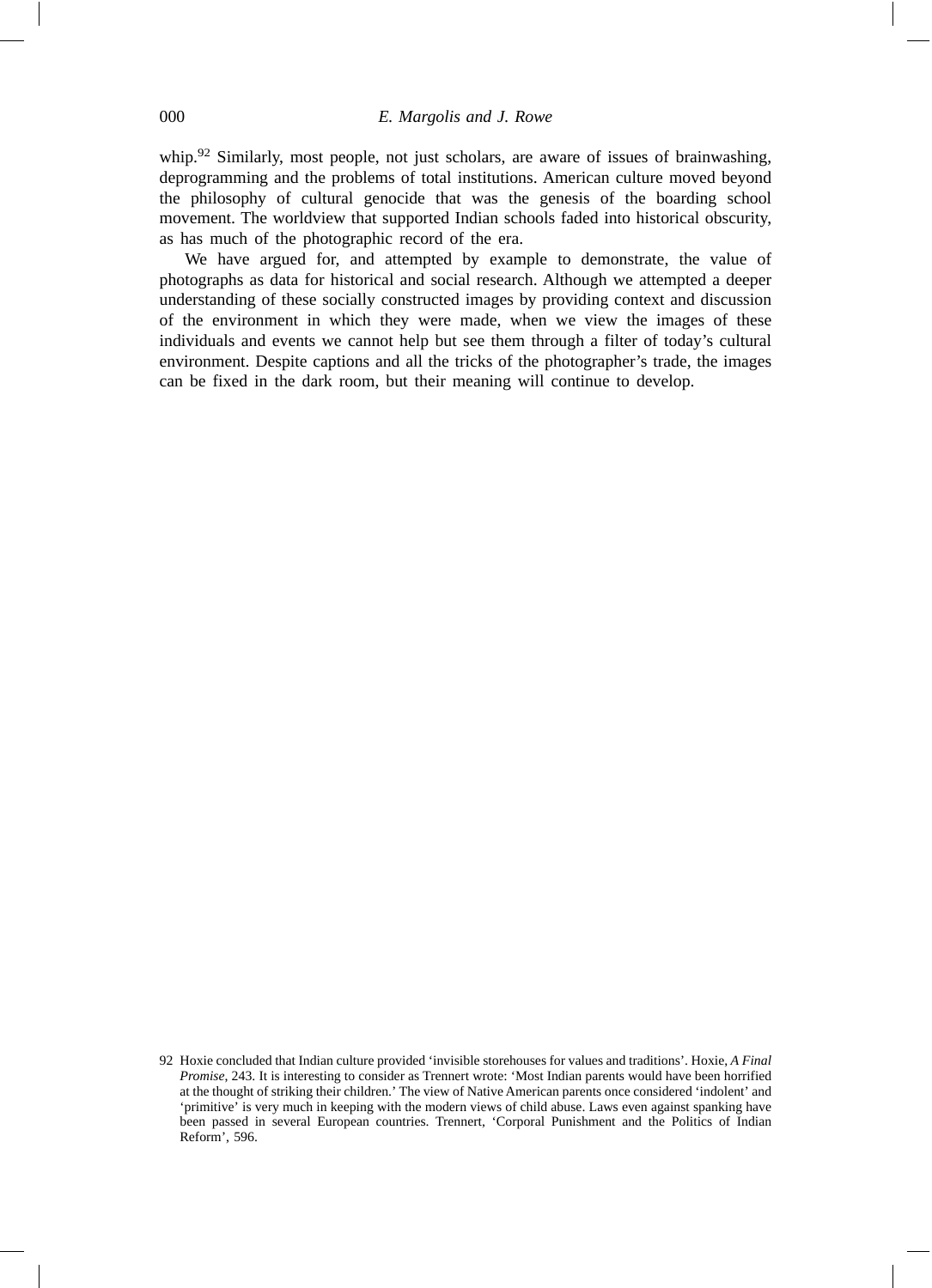whip.[92] Similarly, most people, not just scholars, are aware of issues of brainwashing, deprogramming and the problems of total institutions. American culture moved beyond the philosophy of cultural genocide that was the genesis of the boarding school movement. The worldview that supported Indian schools faded into historical obscurity, as has much of the photographic record of the era.

We have argued for, and attempted by example to demonstrate, the value of photographs as data for historical and social research. Although we attempted a deeper understanding of these socially constructed images by providing context and discussion of the environment in which they were made, when we view the images of these individuals and events we cannot help but see them through a filter of today's cultural environment. Despite captions and all the tricks of the photographer's trade, the images can be fixed in the dark room, but their meaning will continue to develop.

92 Hoxie concluded that Indian culture provided 'invisible storehouses for values and traditions'. Hoxie, *A Final Promise*, 243. It is interesting to consider as Trennert wrote: 'Most Indian parents would have been horrified at the thought of striking their children.' The view of Native American parents once considered 'indolent' and 'primitive' is very much in keeping with the modern views of child abuse. Laws even against spanking have been passed in several European countries. Trennert, 'Corporal Punishment and the Politics of Indian Reform', 596.